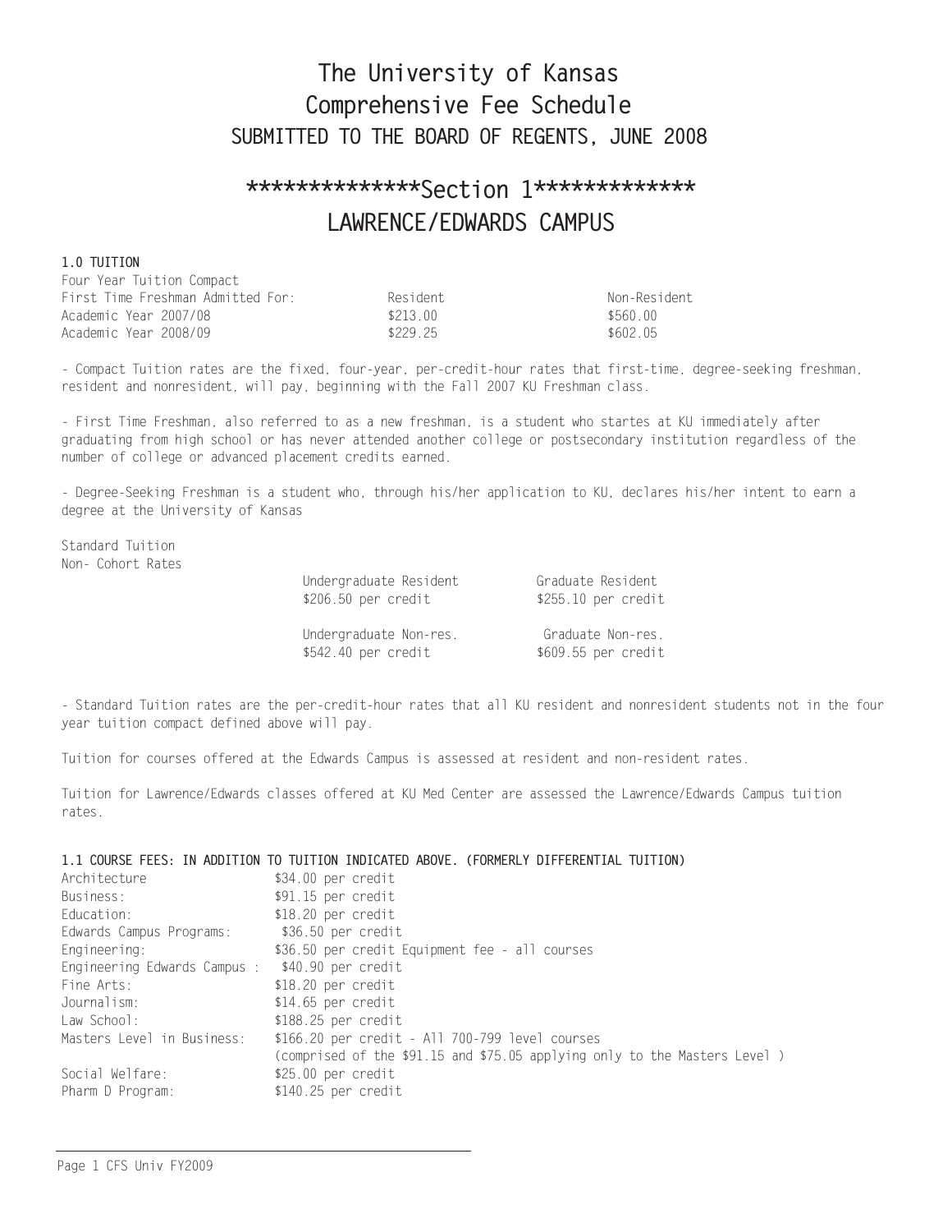# The University of Kansas
# Comprehensive Fee Schedule
## SUBMITTED TO THE BOARD OF REGENTS, JUNE 2008

## **************Section 1*************
## LAWRENCE/EDWARDS CAMPUS

### 1.0 TUITION

Four Year Tuition Compact

| First Time Freshman Admitted For: | Resident | Non-Resident |
|---|---|---|
| Academic Year 2007/08 | $213.00 | $560.00 |
| Academic Year 2008/09 | $229.25 | $602.05 |

- Compact Tuition rates are the fixed, four-year, per-credit-hour rates that first-time, degree-seeking freshman, resident and nonresident, will pay, beginning with the Fall 2007 KU Freshman class.

- First Time Freshman, also referred to as a new freshman, is a student who startes at KU immediately after graduating from high school or has never attended another college or postsecondary institution regardless of the number of college or advanced placement credits earned.

- Degree-Seeking Freshman is a student who, through his/her application to KU, declares his/her intent to earn a degree at the University of Kansas

Standard Tuition
Non- Cohort Rates

| Undergraduate Resident | Graduate Resident |
|---|---|
| $206.50 per credit | $255.10 per credit |
| Undergraduate Non-res. | Graduate Non-res. |
| $542.40 per credit | $609.55 per credit |

- Standard Tuition rates are the per-credit-hour rates that all KU resident and nonresident students not in the four year tuition compact defined above will pay.

Tuition for courses offered at the Edwards Campus is assessed at resident and non-resident rates.

Tuition for Lawrence/Edwards classes offered at KU Med Center are assessed the Lawrence/Edwards Campus tuition rates.

### 1.1 COURSE FEES: IN ADDITION TO TUITION INDICATED ABOVE. (FORMERLY DIFFERENTIAL TUITION)

| | |
|---|---|
| Architecture | $34.00 per credit |
| Business: | $91.15 per credit |
| Education: | $18.20 per credit |
| Edwards Campus Programs: | $36.50 per credit |
| Engineering: | $36.50 per credit Equipment fee - all courses |
| Engineering Edwards Campus : | $40.90 per credit |
| Fine Arts: | $18.20 per credit |
| Journalism: | $14.65 per credit |
| Law School: | $188.25 per credit |
| Masters Level in Business: | $166.20 per credit - All 700-799 level courses (comprised of the $91.15 and $75.05 applying only to the Masters Level ) |
| Social Welfare: | $25.00 per credit |
| Pharm D Program: | $140.25 per credit |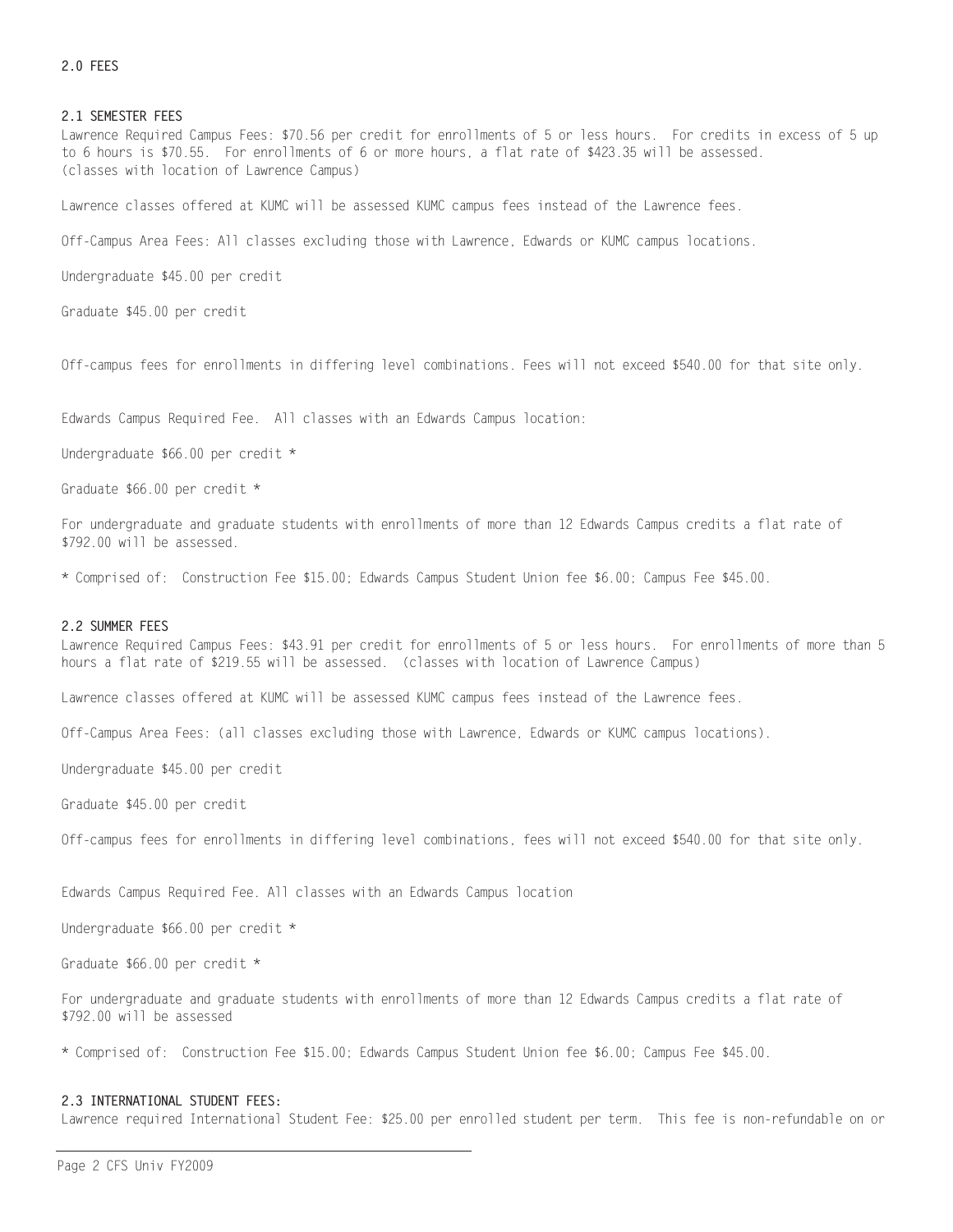## 2.0 FEES

### 2.1 SEMESTER FEES

Lawrence Required Campus Fees: $70.56 per credit for enrollments of 5 or less hours. For credits in excess of 5 up to 6 hours is $70.55. For enrollments of 6 or more hours, a flat rate of $423.35 will be assessed. (classes with location of Lawrence Campus)

Lawrence classes offered at KUMC will be assessed KUMC campus fees instead of the Lawrence fees.

Off-Campus Area Fees: All classes excluding those with Lawrence, Edwards or KUMC campus locations.

Undergraduate $45.00 per credit

Graduate $45.00 per credit

Off-campus fees for enrollments in differing level combinations. Fees will not exceed $540.00 for that site only.

Edwards Campus Required Fee. All classes with an Edwards Campus location:

Undergraduate $66.00 per credit *

Graduate $66.00 per credit *

For undergraduate and graduate students with enrollments of more than 12 Edwards Campus credits a flat rate of $792.00 will be assessed.

* Comprised of: Construction Fee $15.00; Edwards Campus Student Union fee $6.00; Campus Fee $45.00.

### 2.2 SUMMER FEES

Lawrence Required Campus Fees: $43.91 per credit for enrollments of 5 or less hours. For enrollments of more than 5 hours a flat rate of $219.55 will be assessed. (classes with location of Lawrence Campus)

Lawrence classes offered at KUMC will be assessed KUMC campus fees instead of the Lawrence fees.

Off-Campus Area Fees: (all classes excluding those with Lawrence, Edwards or KUMC campus locations).

Undergraduate $45.00 per credit

Graduate $45.00 per credit

Off-campus fees for enrollments in differing level combinations, fees will not exceed $540.00 for that site only.

Edwards Campus Required Fee. All classes with an Edwards Campus location

Undergraduate $66.00 per credit *

Graduate $66.00 per credit *

For undergraduate and graduate students with enrollments of more than 12 Edwards Campus credits a flat rate of $792.00 will be assessed

* Comprised of: Construction Fee $15.00; Edwards Campus Student Union fee $6.00; Campus Fee $45.00.

### 2.3 INTERNATIONAL STUDENT FEES:

Lawrence required International Student Fee: $25.00 per enrolled student per term. This fee is non-refundable on or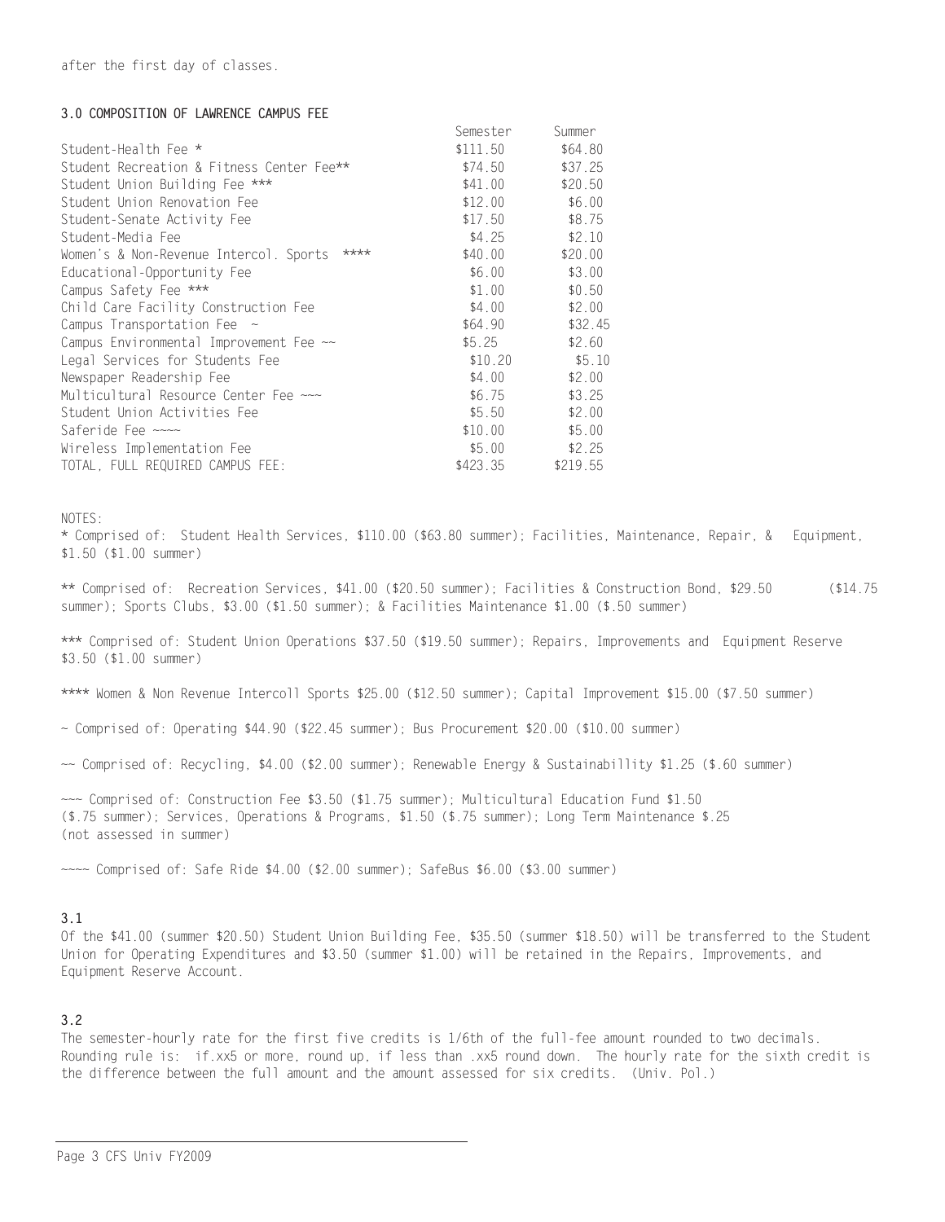after the first day of classes.

### 3.0 COMPOSITION OF LAWRENCE CAMPUS FEE

| | Semester | Summer |
|---|---|---|
| Student-Health Fee * | $111.50 | $64.80 |
| Student Recreation & Fitness Center Fee** | $74.50 | $37.25 |
| Student Union Building Fee *** | $41.00 | $20.50 |
| Student Union Renovation Fee | $12.00 | $6.00 |
| Student-Senate Activity Fee | $17.50 | $8.75 |
| Student-Media Fee | $4.25 | $2.10 |
| Women's & Non-Revenue Intercol. Sports **** | $40.00 | $20.00 |
| Educational-Opportunity Fee | $6.00 | $3.00 |
| Campus Safety Fee *** | $1.00 | $0.50 |
| Child Care Facility Construction Fee | $4.00 | $2.00 |
| Campus Transportation Fee ~ | $64.90 | $32.45 |
| Campus Environmental Improvement Fee ~~ | $5.25 | $2.60 |
| Legal Services for Students Fee | $10.20 | $5.10 |
| Newspaper Readership Fee | $4.00 | $2.00 |
| Multicultural Resource Center Fee ~~~ | $6.75 | $3.25 |
| Student Union Activities Fee | $5.50 | $2.00 |
| Saferide Fee ~~~~ | $10.00 | $5.00 |
| Wireless Implementation Fee | $5.00 | $2.25 |
| TOTAL, FULL REQUIRED CAMPUS FEE: | $423.35 | $219.55 |

NOTES:

* Comprised of: Student Health Services, $110.00 ($63.80 summer); Facilities, Maintenance, Repair, & Equipment, $1.50 ($1.00 summer)

** Comprised of: Recreation Services, $41.00 ($20.50 summer); Facilities & Construction Bond, $29.50 ($14.75 summer); Sports Clubs, $3.00 ($1.50 summer); & Facilities Maintenance $1.00 ($.50 summer)

*** Comprised of: Student Union Operations $37.50 ($19.50 summer); Repairs, Improvements and Equipment Reserve $3.50 ($1.00 summer)

**** Women & Non Revenue Intercoll Sports $25.00 ($12.50 summer); Capital Improvement $15.00 ($7.50 summer)

~ Comprised of: Operating $44.90 ($22.45 summer); Bus Procurement $20.00 ($10.00 summer)

~~ Comprised of: Recycling, $4.00 ($2.00 summer); Renewable Energy & Sustainabillity $1.25 ($.60 summer)

~~~ Comprised of: Construction Fee $3.50 ($1.75 summer); Multicultural Education Fund $1.50 ($.75 summer); Services, Operations & Programs, $1.50 ($.75 summer); Long Term Maintenance $.25 (not assessed in summer)

~~~~ Comprised of: Safe Ride $4.00 ($2.00 summer); SafeBus $6.00 ($3.00 summer)

### 3.1

Of the $41.00 (summer $20.50) Student Union Building Fee, $35.50 (summer $18.50) will be transferred to the Student Union for Operating Expenditures and $3.50 (summer $1.00) will be retained in the Repairs, Improvements, and Equipment Reserve Account.

### 3.2

The semester-hourly rate for the first five credits is 1/6th of the full-fee amount rounded to two decimals. Rounding rule is: if.xx5 or more, round up, if less than .xx5 round down. The hourly rate for the sixth credit is the difference between the full amount and the amount assessed for six credits. (Univ. Pol.)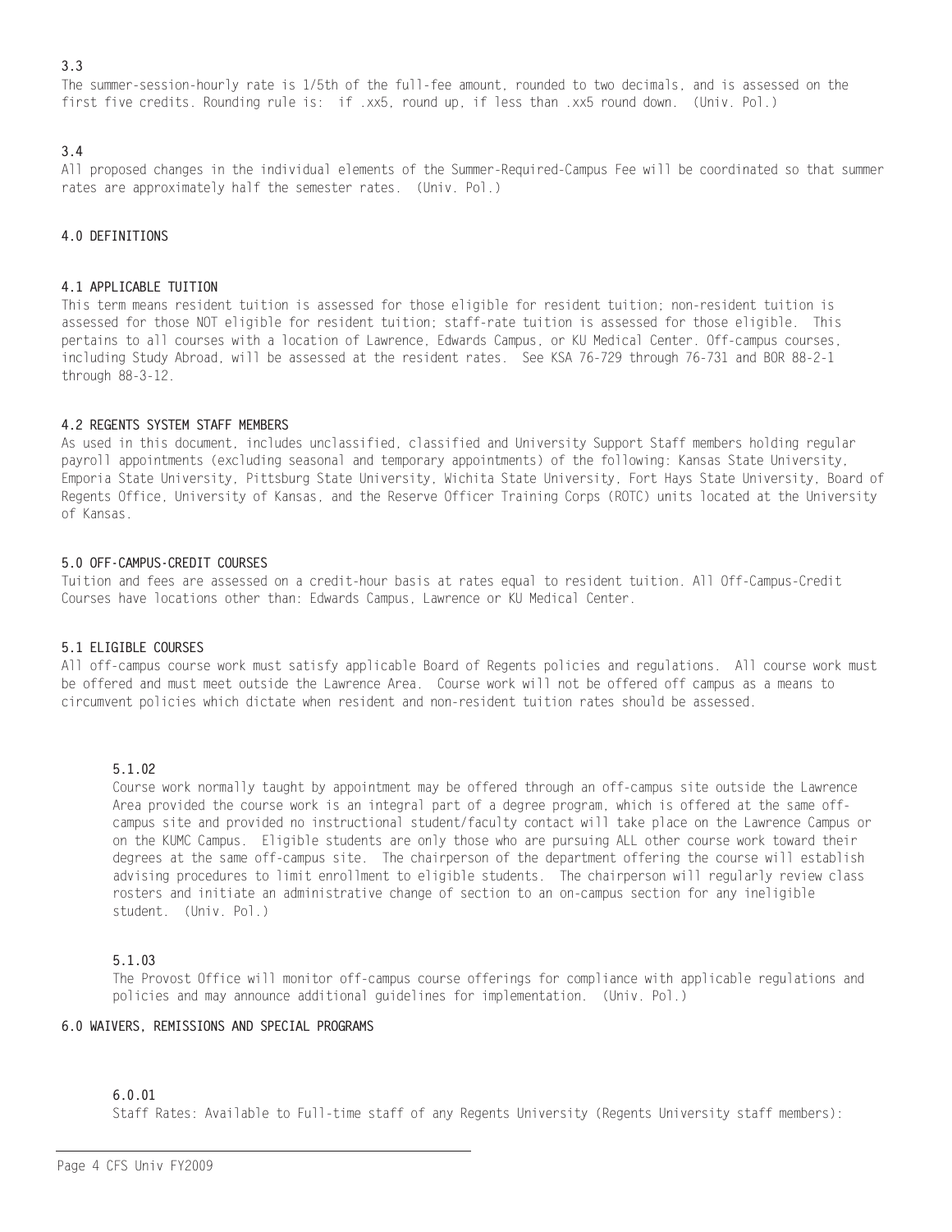### 3.3

The summer-session-hourly rate is 1/5th of the full-fee amount, rounded to two decimals, and is assessed on the first five credits. Rounding rule is: if .xx5, round up, if less than .xx5 round down. (Univ. Pol.)

### 3.4

All proposed changes in the individual elements of the Summer-Required-Campus Fee will be coordinated so that summer rates are approximately half the semester rates. (Univ. Pol.)

## 4.0 DEFINITIONS

### 4.1 APPLICABLE TUITION

This term means resident tuition is assessed for those eligible for resident tuition; non-resident tuition is assessed for those NOT eligible for resident tuition; staff-rate tuition is assessed for those eligible. This pertains to all courses with a location of Lawrence, Edwards Campus, or KU Medical Center. Off-campus courses, including Study Abroad, will be assessed at the resident rates. See KSA 76-729 through 76-731 and BOR 88-2-1 through 88-3-12.

### 4.2 REGENTS SYSTEM STAFF MEMBERS

As used in this document, includes unclassified, classified and University Support Staff members holding regular payroll appointments (excluding seasonal and temporary appointments) of the following: Kansas State University, Emporia State University, Pittsburg State University, Wichita State University, Fort Hays State University, Board of Regents Office, University of Kansas, and the Reserve Officer Training Corps (ROTC) units located at the University of Kansas.

## 5.0 OFF-CAMPUS-CREDIT COURSES

Tuition and fees are assessed on a credit-hour basis at rates equal to resident tuition. All Off-Campus-Credit Courses have locations other than: Edwards Campus, Lawrence or KU Medical Center.

### 5.1 ELIGIBLE COURSES

All off-campus course work must satisfy applicable Board of Regents policies and regulations. All course work must be offered and must meet outside the Lawrence Area. Course work will not be offered off campus as a means to circumvent policies which dictate when resident and non-resident tuition rates should be assessed.

#### 5.1.02

Course work normally taught by appointment may be offered through an off-campus site outside the Lawrence Area provided the course work is an integral part of a degree program, which is offered at the same off-campus site and provided no instructional student/faculty contact will take place on the Lawrence Campus or on the KUMC Campus. Eligible students are only those who are pursuing ALL other course work toward their degrees at the same off-campus site. The chairperson of the department offering the course will establish advising procedures to limit enrollment to eligible students. The chairperson will regularly review class rosters and initiate an administrative change of section to an on-campus section for any ineligible student. (Univ. Pol.)

#### 5.1.03

The Provost Office will monitor off-campus course offerings for compliance with applicable regulations and policies and may announce additional guidelines for implementation. (Univ. Pol.)

## 6.0 WAIVERS, REMISSIONS AND SPECIAL PROGRAMS

#### 6.0.01

Staff Rates: Available to Full-time staff of any Regents University (Regents University staff members):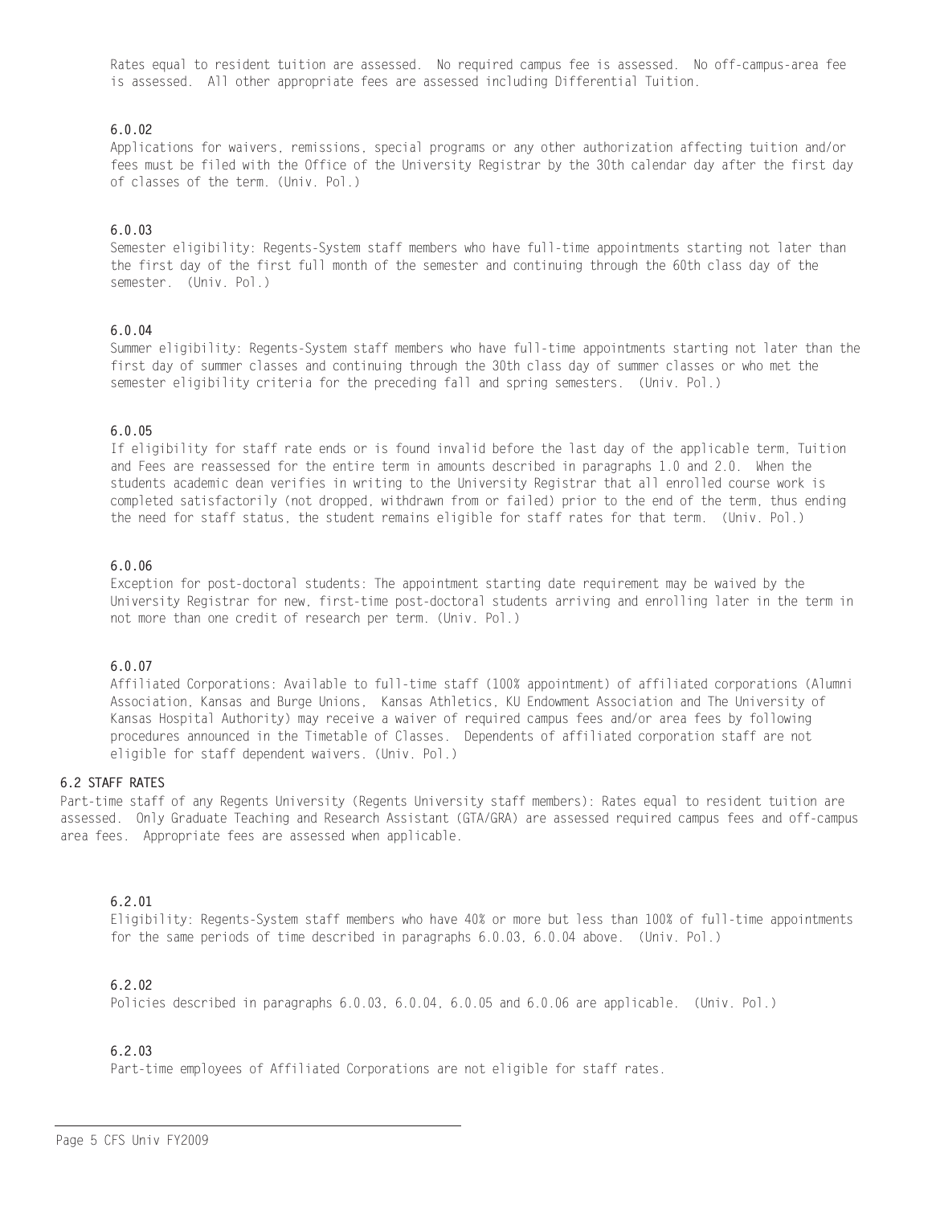Rates equal to resident tuition are assessed. No required campus fee is assessed. No off-campus-area fee is assessed. All other appropriate fees are assessed including Differential Tuition.

**6.0.02**
Applications for waivers, remissions, special programs or any other authorization affecting tuition and/or fees must be filed with the Office of the University Registrar by the 30th calendar day after the first day of classes of the term. (Univ. Pol.)

**6.0.03**
Semester eligibility: Regents-System staff members who have full-time appointments starting not later than the first day of the first full month of the semester and continuing through the 60th class day of the semester. (Univ. Pol.)

**6.0.04**
Summer eligibility: Regents-System staff members who have full-time appointments starting not later than the first day of summer classes and continuing through the 30th class day of summer classes or who met the semester eligibility criteria for the preceding fall and spring semesters. (Univ. Pol.)

**6.0.05**
If eligibility for staff rate ends or is found invalid before the last day of the applicable term, Tuition and Fees are reassessed for the entire term in amounts described in paragraphs 1.0 and 2.0. When the students academic dean verifies in writing to the University Registrar that all enrolled course work is completed satisfactorily (not dropped, withdrawn from or failed) prior to the end of the term, thus ending the need for staff status, the student remains eligible for staff rates for that term. (Univ. Pol.)

**6.0.06**
Exception for post-doctoral students: The appointment starting date requirement may be waived by the University Registrar for new, first-time post-doctoral students arriving and enrolling later in the term in not more than one credit of research per term. (Univ. Pol.)

**6.0.07**
Affiliated Corporations: Available to full-time staff (100% appointment) of affiliated corporations (Alumni Association, Kansas and Burge Unions, Kansas Athletics, KU Endowment Association and The University of Kansas Hospital Authority) may receive a waiver of required campus fees and/or area fees by following procedures announced in the Timetable of Classes. Dependents of affiliated corporation staff are not eligible for staff dependent waivers. (Univ. Pol.)

### 6.2 STAFF RATES

Part-time staff of any Regents University (Regents University staff members): Rates equal to resident tuition are assessed. Only Graduate Teaching and Research Assistant (GTA/GRA) are assessed required campus fees and off-campus area fees. Appropriate fees are assessed when applicable.

**6.2.01**
Eligibility: Regents-System staff members who have 40% or more but less than 100% of full-time appointments for the same periods of time described in paragraphs 6.0.03, 6.0.04 above. (Univ. Pol.)

**6.2.02**
Policies described in paragraphs 6.0.03, 6.0.04, 6.0.05 and 6.0.06 are applicable. (Univ. Pol.)

**6.2.03**
Part-time employees of Affiliated Corporations are not eligible for staff rates.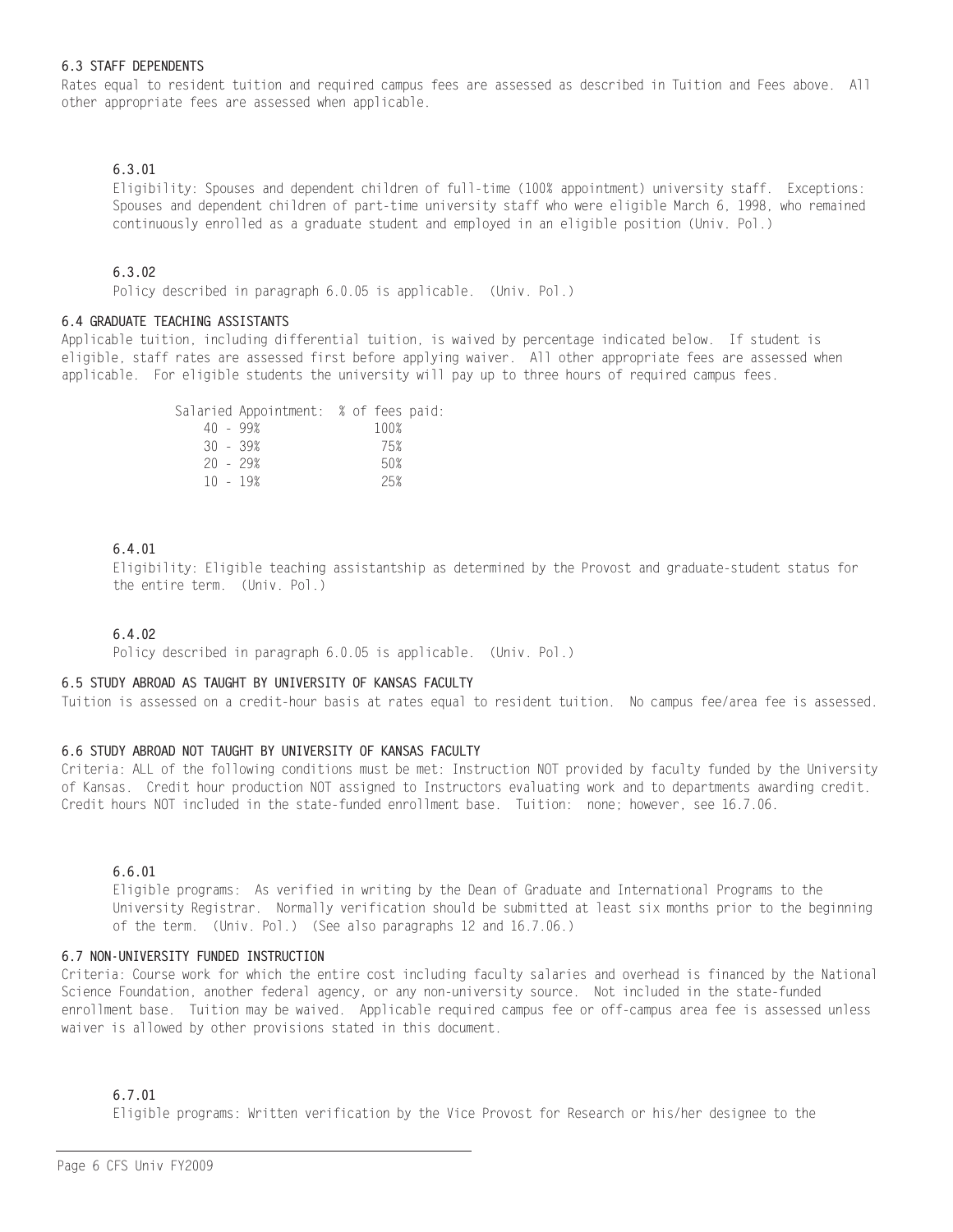### 6.3 STAFF DEPENDENTS

Rates equal to resident tuition and required campus fees are assessed as described in Tuition and Fees above. All other appropriate fees are assessed when applicable.

#### 6.3.01

Eligibility: Spouses and dependent children of full-time (100% appointment) university staff. Exceptions: Spouses and dependent children of part-time university staff who were eligible March 6, 1998, who remained continuously enrolled as a graduate student and employed in an eligible position (Univ. Pol.)

#### 6.3.02

Policy described in paragraph 6.0.05 is applicable. (Univ. Pol.)

### 6.4 GRADUATE TEACHING ASSISTANTS

Applicable tuition, including differential tuition, is waived by percentage indicated below. If student is eligible, staff rates are assessed first before applying waiver. All other appropriate fees are assessed when applicable. For eligible students the university will pay up to three hours of required campus fees.

| Salaried Appointment: | % of fees paid: |
|---|---|
| 40 - 99% | 100% |
| 30 - 39% | 75% |
| 20 - 29% | 50% |
| 10 - 19% | 25% |

#### 6.4.01

Eligibility: Eligible teaching assistantship as determined by the Provost and graduate-student status for the entire term. (Univ. Pol.)

#### 6.4.02

Policy described in paragraph 6.0.05 is applicable. (Univ. Pol.)

### 6.5 STUDY ABROAD AS TAUGHT BY UNIVERSITY OF KANSAS FACULTY

Tuition is assessed on a credit-hour basis at rates equal to resident tuition. No campus fee/area fee is assessed.

### 6.6 STUDY ABROAD NOT TAUGHT BY UNIVERSITY OF KANSAS FACULTY

Criteria: ALL of the following conditions must be met: Instruction NOT provided by faculty funded by the University of Kansas. Credit hour production NOT assigned to Instructors evaluating work and to departments awarding credit. Credit hours NOT included in the state-funded enrollment base. Tuition: none; however, see 16.7.06.

#### 6.6.01

Eligible programs: As verified in writing by the Dean of Graduate and International Programs to the University Registrar. Normally verification should be submitted at least six months prior to the beginning of the term. (Univ. Pol.) (See also paragraphs 12 and 16.7.06.)

### 6.7 NON-UNIVERSITY FUNDED INSTRUCTION

Criteria: Course work for which the entire cost including faculty salaries and overhead is financed by the National Science Foundation, another federal agency, or any non-university source. Not included in the state-funded enrollment base. Tuition may be waived. Applicable required campus fee or off-campus area fee is assessed unless waiver is allowed by other provisions stated in this document.

#### 6.7.01

Eligible programs: Written verification by the Vice Provost for Research or his/her designee to the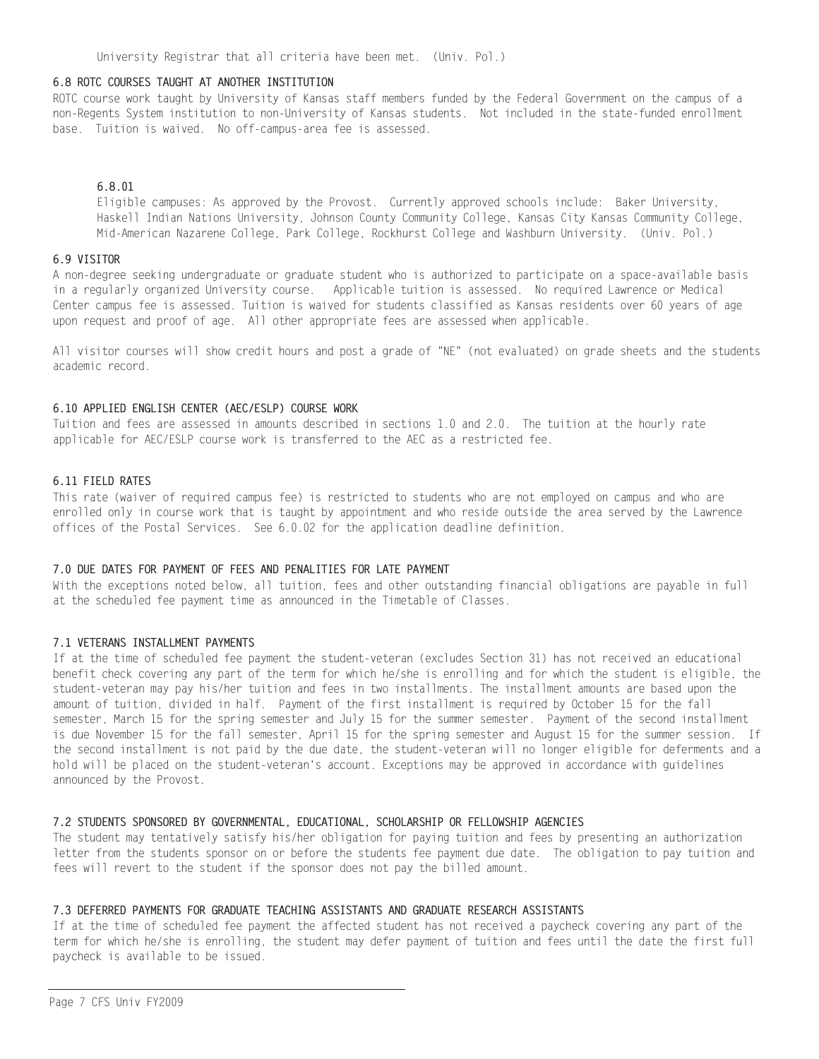University Registrar that all criteria have been met. (Univ. Pol.)

### 6.8 ROTC COURSES TAUGHT AT ANOTHER INSTITUTION

ROTC course work taught by University of Kansas staff members funded by the Federal Government on the campus of a non-Regents System institution to non-University of Kansas students. Not included in the state-funded enrollment base. Tuition is waived. No off-campus-area fee is assessed.

#### 6.8.01

Eligible campuses: As approved by the Provost. Currently approved schools include: Baker University, Haskell Indian Nations University, Johnson County Community College, Kansas City Kansas Community College, Mid-American Nazarene College, Park College, Rockhurst College and Washburn University. (Univ. Pol.)

### 6.9 VISITOR

A non-degree seeking undergraduate or graduate student who is authorized to participate on a space-available basis in a regularly organized University course. Applicable tuition is assessed. No required Lawrence or Medical Center campus fee is assessed. Tuition is waived for students classified as Kansas residents over 60 years of age upon request and proof of age. All other appropriate fees are assessed when applicable.

All visitor courses will show credit hours and post a grade of "NE" (not evaluated) on grade sheets and the students academic record.

### 6.10 APPLIED ENGLISH CENTER (AEC/ESLP) COURSE WORK

Tuition and fees are assessed in amounts described in sections 1.0 and 2.0. The tuition at the hourly rate applicable for AEC/ESLP course work is transferred to the AEC as a restricted fee.

### 6.11 FIELD RATES

This rate (waiver of required campus fee) is restricted to students who are not employed on campus and who are enrolled only in course work that is taught by appointment and who reside outside the area served by the Lawrence offices of the Postal Services. See 6.0.02 for the application deadline definition.

## 7.0 DUE DATES FOR PAYMENT OF FEES AND PENALITIES FOR LATE PAYMENT

With the exceptions noted below, all tuition, fees and other outstanding financial obligations are payable in full at the scheduled fee payment time as announced in the Timetable of Classes.

### 7.1 VETERANS INSTALLMENT PAYMENTS

If at the time of scheduled fee payment the student-veteran (excludes Section 31) has not received an educational benefit check covering any part of the term for which he/she is enrolling and for which the student is eligible, the student-veteran may pay his/her tuition and fees in two installments. The installment amounts are based upon the amount of tuition, divided in half. Payment of the first installment is required by October 15 for the fall semester, March 15 for the spring semester and July 15 for the summer semester. Payment of the second installment is due November 15 for the fall semester, April 15 for the spring semester and August 15 for the summer session. If the second installment is not paid by the due date, the student-veteran will no longer eligible for deferments and a hold will be placed on the student-veteran's account. Exceptions may be approved in accordance with guidelines announced by the Provost.

### 7.2 STUDENTS SPONSORED BY GOVERNMENTAL, EDUCATIONAL, SCHOLARSHIP OR FELLOWSHIP AGENCIES

The student may tentatively satisfy his/her obligation for paying tuition and fees by presenting an authorization letter from the students sponsor on or before the students fee payment due date. The obligation to pay tuition and fees will revert to the student if the sponsor does not pay the billed amount.

### 7.3 DEFERRED PAYMENTS FOR GRADUATE TEACHING ASSISTANTS AND GRADUATE RESEARCH ASSISTANTS

If at the time of scheduled fee payment the affected student has not received a paycheck covering any part of the term for which he/she is enrolling, the student may defer payment of tuition and fees until the date the first full paycheck is available to be issued.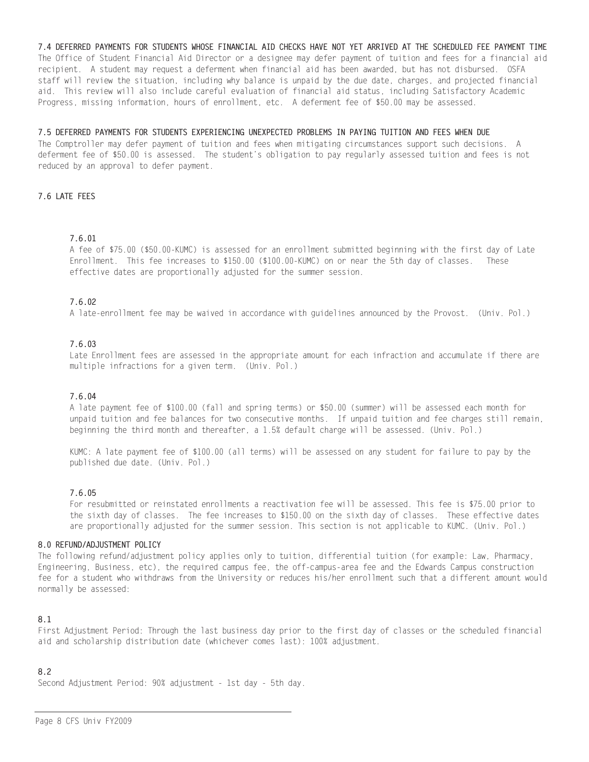### 7.4 DEFERRED PAYMENTS FOR STUDENTS WHOSE FINANCIAL AID CHECKS HAVE NOT YET ARRIVED AT THE SCHEDULED FEE PAYMENT TIME

The Office of Student Financial Aid Director or a designee may defer payment of tuition and fees for a financial aid recipient. A student may request a deferment when financial aid has been awarded, but has not disbursed. OSFA staff will review the situation, including why balance is unpaid by the due date, charges, and projected financial aid. This review will also include careful evaluation of financial aid status, including Satisfactory Academic Progress, missing information, hours of enrollment, etc. A deferment fee of $50.00 may be assessed.

### 7.5 DEFERRED PAYMENTS FOR STUDENTS EXPERIENCING UNEXPECTED PROBLEMS IN PAYING TUITION AND FEES WHEN DUE

The Comptroller may defer payment of tuition and fees when mitigating circumstances support such decisions. A deferment fee of $50.00 is assessed. The student's obligation to pay regularly assessed tuition and fees is not reduced by an approval to defer payment.

### 7.6 LATE FEES

#### 7.6.01

A fee of $75.00 ($50.00-KUMC) is assessed for an enrollment submitted beginning with the first day of Late Enrollment. This fee increases to $150.00 ($100.00-KUMC) on or near the 5th day of classes. These effective dates are proportionally adjusted for the summer session.

#### 7.6.02

A late-enrollment fee may be waived in accordance with guidelines announced by the Provost. (Univ. Pol.)

#### 7.6.03

Late Enrollment fees are assessed in the appropriate amount for each infraction and accumulate if there are multiple infractions for a given term. (Univ. Pol.)

#### 7.6.04

A late payment fee of $100.00 (fall and spring terms) or $50.00 (summer) will be assessed each month for unpaid tuition and fee balances for two consecutive months. If unpaid tuition and fee charges still remain, beginning the third month and thereafter, a 1.5% default charge will be assessed. (Univ. Pol.)

KUMC: A late payment fee of $100.00 (all terms) will be assessed on any student for failure to pay by the published due date. (Univ. Pol.)

#### 7.6.05

For resubmitted or reinstated enrollments a reactivation fee will be assessed. This fee is $75.00 prior to the sixth day of classes. The fee increases to $150.00 on the sixth day of classes. These effective dates are proportionally adjusted for the summer session. This section is not applicable to KUMC. (Univ. Pol.)

### 8.0 REFUND/ADJUSTMENT POLICY

The following refund/adjustment policy applies only to tuition, differential tuition (for example: Law, Pharmacy, Engineering, Business, etc), the required campus fee, the off-campus-area fee and the Edwards Campus construction fee for a student who withdraws from the University or reduces his/her enrollment such that a different amount would normally be assessed:

#### 8.1

First Adjustment Period: Through the last business day prior to the first day of classes or the scheduled financial aid and scholarship distribution date (whichever comes last): 100% adjustment.

#### 8.2

Second Adjustment Period: 90% adjustment - 1st day - 5th day.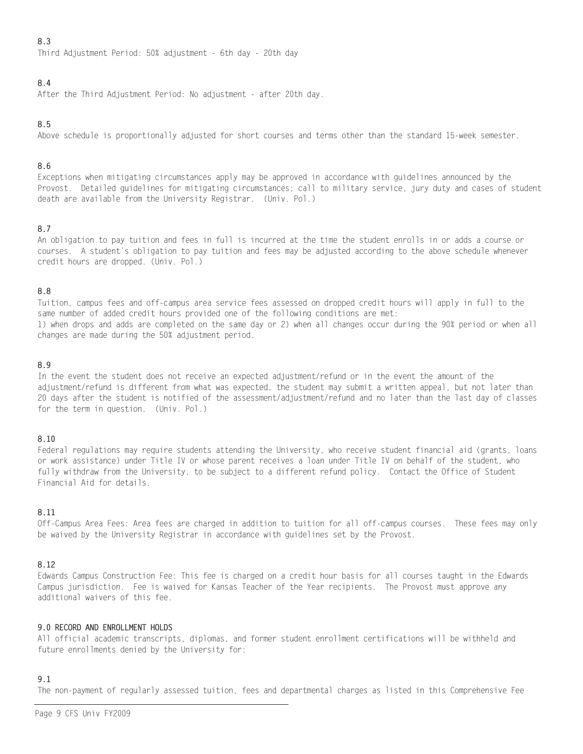8.3

Third Adjustment Period: 50% adjustment - 6th day - 20th day

8.4

After the Third Adjustment Period: No adjustment - after 20th day.

8.5

Above schedule is proportionally adjusted for short courses and terms other than the standard 15-week semester.

8.6

Exceptions when mitigating circumstances apply may be approved in accordance with guidelines announced by the Provost. Detailed guidelines for mitigating circumstances; call to military service, jury duty and cases of student death are available from the University Registrar. (Univ. Pol.)

8.7

An obligation to pay tuition and fees in full is incurred at the time the student enrolls in or adds a course or courses. A student's obligation to pay tuition and fees may be adjusted according to the above schedule whenever credit hours are dropped. (Univ. Pol.)

8.8

Tuition, campus fees and off-campus area service fees assessed on dropped credit hours will apply in full to the same number of added credit hours provided one of the following conditions are met:
1) when drops and adds are completed on the same day or 2) when all changes occur during the 90% period or when all changes are made during the 50% adjustment period.

8.9

In the event the student does not receive an expected adjustment/refund or in the event the amount of the adjustment/refund is different from what was expected, the student may submit a written appeal, but not later than 20 days after the student is notified of the assessment/adjustment/refund and no later than the last day of classes for the term in question. (Univ. Pol.)

8.10

Federal regulations may require students attending the University, who receive student financial aid (grants, loans or work assistance) under Title IV or whose parent receives a loan under Title IV on behalf of the student, who fully withdraw from the University, to be subject to a different refund policy. Contact the Office of Student Financial Aid for details.

8.11

Off-Campus Area Fees: Area fees are charged in addition to tuition for all off-campus courses. These fees may only be waived by the University Registrar in accordance with guidelines set by the Provost.

8.12

Edwards Campus Construction Fee: This fee is charged on a credit hour basis for all courses taught in the Edwards Campus jurisdiction. Fee is waived for Kansas Teacher of the Year recipients. The Provost must approve any additional waivers of this fee.

## 9.0 RECORD AND ENROLLMENT HOLDS

All official academic transcripts, diplomas, and former student enrollment certifications will be withheld and future enrollments denied by the University for:

9.1

The non-payment of regularly assessed tuition, fees and departmental charges as listed in this Comprehensive Fee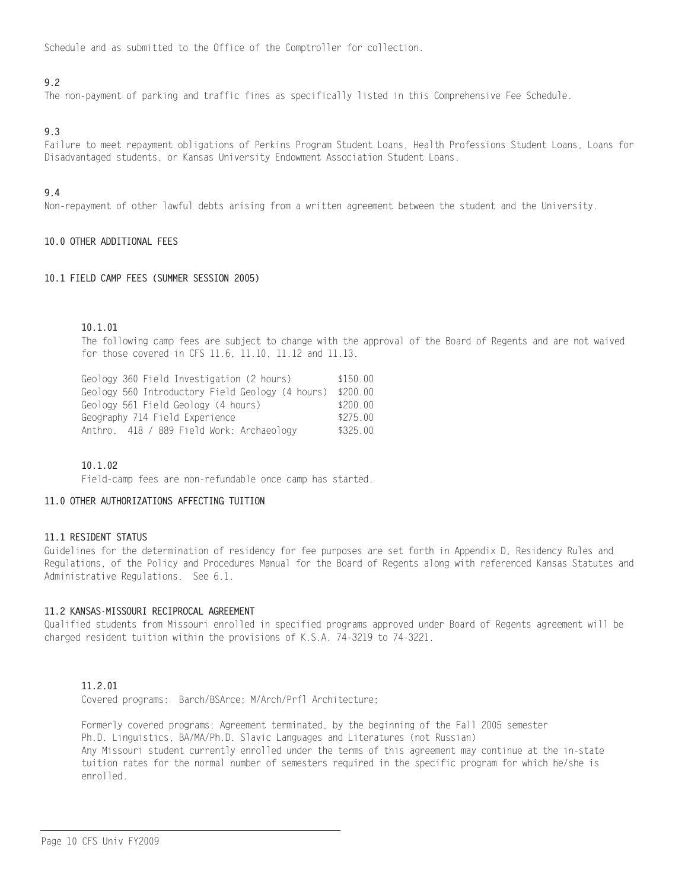Schedule and as submitted to the Office of the Comptroller for collection.

**9.2**
The non-payment of parking and traffic fines as specifically listed in this Comprehensive Fee Schedule.

**9.3**
Failure to meet repayment obligations of Perkins Program Student Loans, Health Professions Student Loans, Loans for Disadvantaged students, or Kansas University Endowment Association Student Loans.

**9.4**
Non-repayment of other lawful debts arising from a written agreement between the student and the University.

## 10.0 OTHER ADDITIONAL FEES

### 10.1 FIELD CAMP FEES (SUMMER SESSION 2005)

**10.1.01**
The following camp fees are subject to change with the approval of the Board of Regents and are not waived for those covered in CFS 11.6, 11.10, 11.12 and 11.13.

| Course | Fee |
|---|---|
| Geology 360 Field Investigation (2 hours) | $150.00 |
| Geology 560 Introductory Field Geology (4 hours) | $200.00 |
| Geology 561 Field Geology (4 hours) | $200.00 |
| Geography 714 Field Experience | $275.00 |
| Anthro. 418 / 889 Field Work: Archaeology | $325.00 |

**10.1.02**
Field-camp fees are non-refundable once camp has started.

## 11.0 OTHER AUTHORIZATIONS AFFECTING TUITION

### 11.1 RESIDENT STATUS
Guidelines for the determination of residency for fee purposes are set forth in Appendix D, Residency Rules and Regulations, of the Policy and Procedures Manual for the Board of Regents along with referenced Kansas Statutes and Administrative Regulations. See 6.1.

### 11.2 KANSAS-MISSOURI RECIPROCAL AGREEMENT
Qualified students from Missouri enrolled in specified programs approved under Board of Regents agreement will be charged resident tuition within the provisions of K.S.A. 74-3219 to 74-3221.

**11.2.01**
Covered programs: Barch/BSArce; M/Arch/Prfl Architecture;

Formerly covered programs: Agreement terminated, by the beginning of the Fall 2005 semester
Ph.D. Linguistics, BA/MA/Ph.D. Slavic Languages and Literatures (not Russian)
Any Missouri student currently enrolled under the terms of this agreement may continue at the in-state tuition rates for the normal number of semesters required in the specific program for which he/she is enrolled.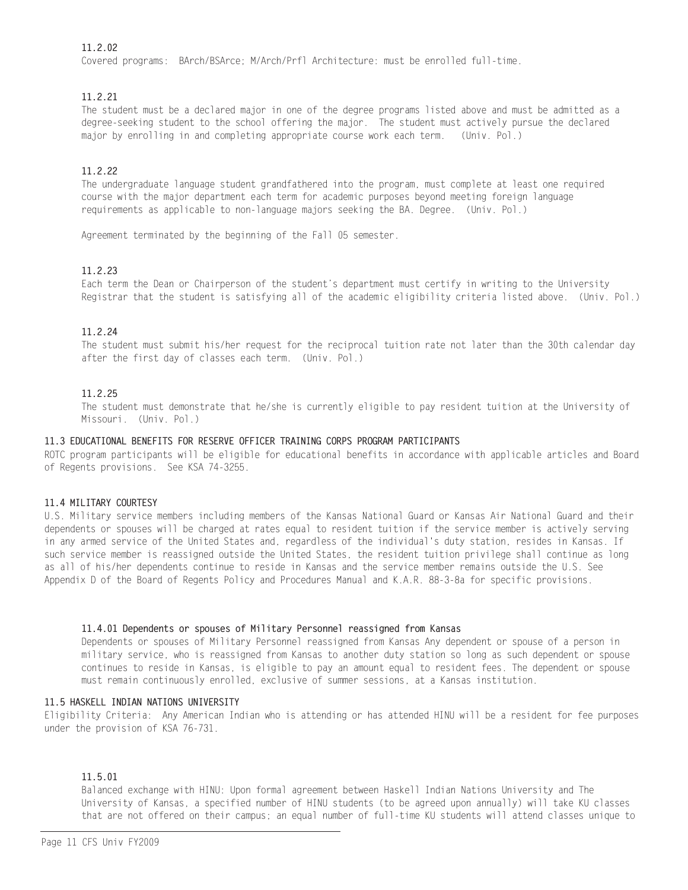**11.2.02**

Covered programs: BArch/BSArce; M/Arch/Prfl Architecture: must be enrolled full-time.

**11.2.21**

The student must be a declared major in one of the degree programs listed above and must be admitted as a degree-seeking student to the school offering the major. The student must actively pursue the declared major by enrolling in and completing appropriate course work each term. (Univ. Pol.)

**11.2.22**

The undergraduate language student grandfathered into the program, must complete at least one required course with the major department each term for academic purposes beyond meeting foreign language requirements as applicable to non-language majors seeking the BA. Degree. (Univ. Pol.)

Agreement terminated by the beginning of the Fall 05 semester.

**11.2.23**

Each term the Dean or Chairperson of the student's department must certify in writing to the University Registrar that the student is satisfying all of the academic eligibility criteria listed above. (Univ. Pol.)

**11.2.24**

The student must submit his/her request for the reciprocal tuition rate not later than the 30th calendar day after the first day of classes each term. (Univ. Pol.)

**11.2.25**

The student must demonstrate that he/she is currently eligible to pay resident tuition at the University of Missouri. (Univ. Pol.)

## 11.3 EDUCATIONAL BENEFITS FOR RESERVE OFFICER TRAINING CORPS PROGRAM PARTICIPANTS

ROTC program participants will be eligible for educational benefits in accordance with applicable articles and Board of Regents provisions. See KSA 74-3255.

## 11.4 MILITARY COURTESY

U.S. Military service members including members of the Kansas National Guard or Kansas Air National Guard and their dependents or spouses will be charged at rates equal to resident tuition if the service member is actively serving in any armed service of the United States and, regardless of the individual's duty station, resides in Kansas. If such service member is reassigned outside the United States, the resident tuition privilege shall continue as long as all of his/her dependents continue to reside in Kansas and the service member remains outside the U.S. See Appendix D of the Board of Regents Policy and Procedures Manual and K.A.R. 88-3-8a for specific provisions.

### 11.4.01 Dependents or spouses of Military Personnel reassigned from Kansas

Dependents or spouses of Military Personnel reassigned from Kansas Any dependent or spouse of a person in military service, who is reassigned from Kansas to another duty station so long as such dependent or spouse continues to reside in Kansas, is eligible to pay an amount equal to resident fees. The dependent or spouse must remain continuously enrolled, exclusive of summer sessions, at a Kansas institution.

## 11.5 HASKELL INDIAN NATIONS UNIVERSITY

Eligibility Criteria: Any American Indian who is attending or has attended HINU will be a resident for fee purposes under the provision of KSA 76-731.

**11.5.01**

Balanced exchange with HINU: Upon formal agreement between Haskell Indian Nations University and The University of Kansas, a specified number of HINU students (to be agreed upon annually) will take KU classes that are not offered on their campus; an equal number of full-time KU students will attend classes unique to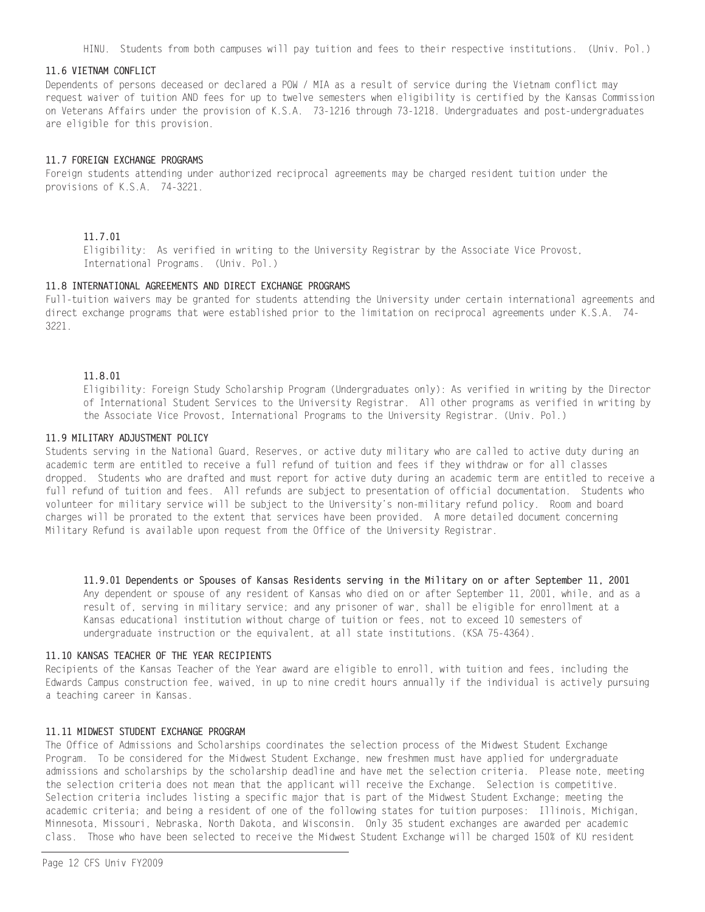HINU. Students from both campuses will pay tuition and fees to their respective institutions. (Univ. Pol.)

### 11.6 VIETNAM CONFLICT

Dependents of persons deceased or declared a POW / MIA as a result of service during the Vietnam conflict may request waiver of tuition AND fees for up to twelve semesters when eligibility is certified by the Kansas Commission on Veterans Affairs under the provision of K.S.A. 73-1216 through 73-1218. Undergraduates and post-undergraduates are eligible for this provision.

### 11.7 FOREIGN EXCHANGE PROGRAMS

Foreign students attending under authorized reciprocal agreements may be charged resident tuition under the provisions of K.S.A. 74-3221.

#### 11.7.01

Eligibility: As verified in writing to the University Registrar by the Associate Vice Provost, International Programs. (Univ. Pol.)

### 11.8 INTERNATIONAL AGREEMENTS AND DIRECT EXCHANGE PROGRAMS

Full-tuition waivers may be granted for students attending the University under certain international agreements and direct exchange programs that were established prior to the limitation on reciprocal agreements under K.S.A. 74-3221.

#### 11.8.01

Eligibility: Foreign Study Scholarship Program (Undergraduates only): As verified in writing by the Director of International Student Services to the University Registrar. All other programs as verified in writing by the Associate Vice Provost, International Programs to the University Registrar. (Univ. Pol.)

### 11.9 MILITARY ADJUSTMENT POLICY

Students serving in the National Guard, Reserves, or active duty military who are called to active duty during an academic term are entitled to receive a full refund of tuition and fees if they withdraw or for all classes dropped. Students who are drafted and must report for active duty during an academic term are entitled to receive a full refund of tuition and fees. All refunds are subject to presentation of official documentation. Students who volunteer for military service will be subject to the University's non-military refund policy. Room and board charges will be prorated to the extent that services have been provided. A more detailed document concerning Military Refund is available upon request from the Office of the University Registrar.

#### 11.9.01 Dependents or Spouses of Kansas Residents serving in the Military on or after September 11, 2001

Any dependent or spouse of any resident of Kansas who died on or after September 11, 2001, while, and as a result of, serving in military service; and any prisoner of war, shall be eligible for enrollment at a Kansas educational institution without charge of tuition or fees, not to exceed 10 semesters of undergraduate instruction or the equivalent, at all state institutions. (KSA 75-4364).

### 11.10 KANSAS TEACHER OF THE YEAR RECIPIENTS

Recipients of the Kansas Teacher of the Year award are eligible to enroll, with tuition and fees, including the Edwards Campus construction fee, waived, in up to nine credit hours annually if the individual is actively pursuing a teaching career in Kansas.

### 11.11 MIDWEST STUDENT EXCHANGE PROGRAM

The Office of Admissions and Scholarships coordinates the selection process of the Midwest Student Exchange Program. To be considered for the Midwest Student Exchange, new freshmen must have applied for undergraduate admissions and scholarships by the scholarship deadline and have met the selection criteria. Please note, meeting the selection criteria does not mean that the applicant will receive the Exchange. Selection is competitive. Selection criteria includes listing a specific major that is part of the Midwest Student Exchange; meeting the academic criteria; and being a resident of one of the following states for tuition purposes: Illinois, Michigan, Minnesota, Missouri, Nebraska, North Dakota, and Wisconsin. Only 35 student exchanges are awarded per academic class. Those who have been selected to receive the Midwest Student Exchange will be charged 150% of KU resident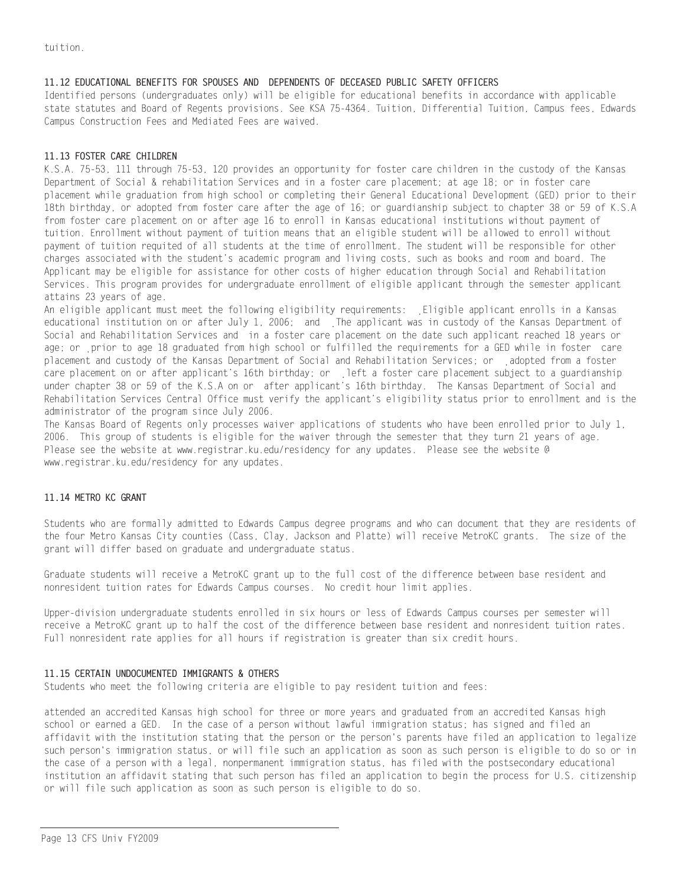tuition.

### 11.12 EDUCATIONAL BENEFITS FOR SPOUSES AND DEPENDENTS OF DECEASED PUBLIC SAFETY OFFICERS

Identified persons (undergraduates only) will be eligible for educational benefits in accordance with applicable state statutes and Board of Regents provisions. See KSA 75-4364. Tuition, Differential Tuition, Campus fees, Edwards Campus Construction Fees and Mediated Fees are waived.

### 11.13 FOSTER CARE CHILDREN

K.S.A. 75-53, 111 through 75-53, 120 provides an opportunity for foster care children in the custody of the Kansas Department of Social & rehabilitation Services and in a foster care placement; at age 18; or in foster care placement while graduation from high school or completing their General Educational Development (GED) prior to their 18th birthday, or adopted from foster care after the age of 16; or guardianship subject to chapter 38 or 59 of K.S.A from foster care placement on or after age 16 to enroll in Kansas educational institutions without payment of tuition. Enrollment without payment of tuition means that an eligible student will be allowed to enroll without payment of tuition requited of all students at the time of enrollment. The student will be responsible for other charges associated with the student's academic program and living costs, such as books and room and board. The Applicant may be eligible for assistance for other costs of higher education through Social and Rehabilitation Services. This program provides for undergraduate enrollment of eligible applicant through the semester applicant attains 23 years of age.

An eligible applicant must meet the following eligibility requirements: ˛Eligible applicant enrolls in a Kansas educational institution on or after July 1, 2006; and ˛The applicant was in custody of the Kansas Department of Social and Rehabilitation Services and in a foster care placement on the date such applicant reached 18 years or age; or ˛prior to age 18 graduated from high school or fulfilled the requirements for a GED while in foster care placement and custody of the Kansas Department of Social and Rehabilitation Services; or ˛adopted from a foster care placement on or after applicant's 16th birthday; or ˛left a foster care placement subject to a guardianship under chapter 38 or 59 of the K.S.A on or after applicant's 16th birthday. The Kansas Department of Social and Rehabilitation Services Central Office must verify the applicant's eligibility status prior to enrollment and is the administrator of the program since July 2006.

The Kansas Board of Regents only processes waiver applications of students who have been enrolled prior to July 1, 2006. This group of students is eligible for the waiver through the semester that they turn 21 years of age. Please see the website at www.registrar.ku.edu/residency for any updates. Please see the website @ www.registrar.ku.edu/residency for any updates.

### 11.14 METRO KC GRANT

Students who are formally admitted to Edwards Campus degree programs and who can document that they are residents of the four Metro Kansas City counties (Cass, Clay, Jackson and Platte) will receive MetroKC grants. The size of the grant will differ based on graduate and undergraduate status.

Graduate students will receive a MetroKC grant up to the full cost of the difference between base resident and nonresident tuition rates for Edwards Campus courses. No credit hour limit applies.

Upper-division undergraduate students enrolled in six hours or less of Edwards Campus courses per semester will receive a MetroKC grant up to half the cost of the difference between base resident and nonresident tuition rates. Full nonresident rate applies for all hours if registration is greater than six credit hours.

### 11.15 CERTAIN UNDOCUMENTED IMMIGRANTS & OTHERS

Students who meet the following criteria are eligible to pay resident tuition and fees:

attended an accredited Kansas high school for three or more years and graduated from an accredited Kansas high school or earned a GED. In the case of a person without lawful immigration status; has signed and filed an affidavit with the institution stating that the person or the person's parents have filed an application to legalize such person's immigration status, or will file such an application as soon as such person is eligible to do so or in the case of a person with a legal, nonpermanent immigration status, has filed with the postsecondary educational institution an affidavit stating that such person has filed an application to begin the process for U.S. citizenship or will file such application as soon as such person is eligible to do so.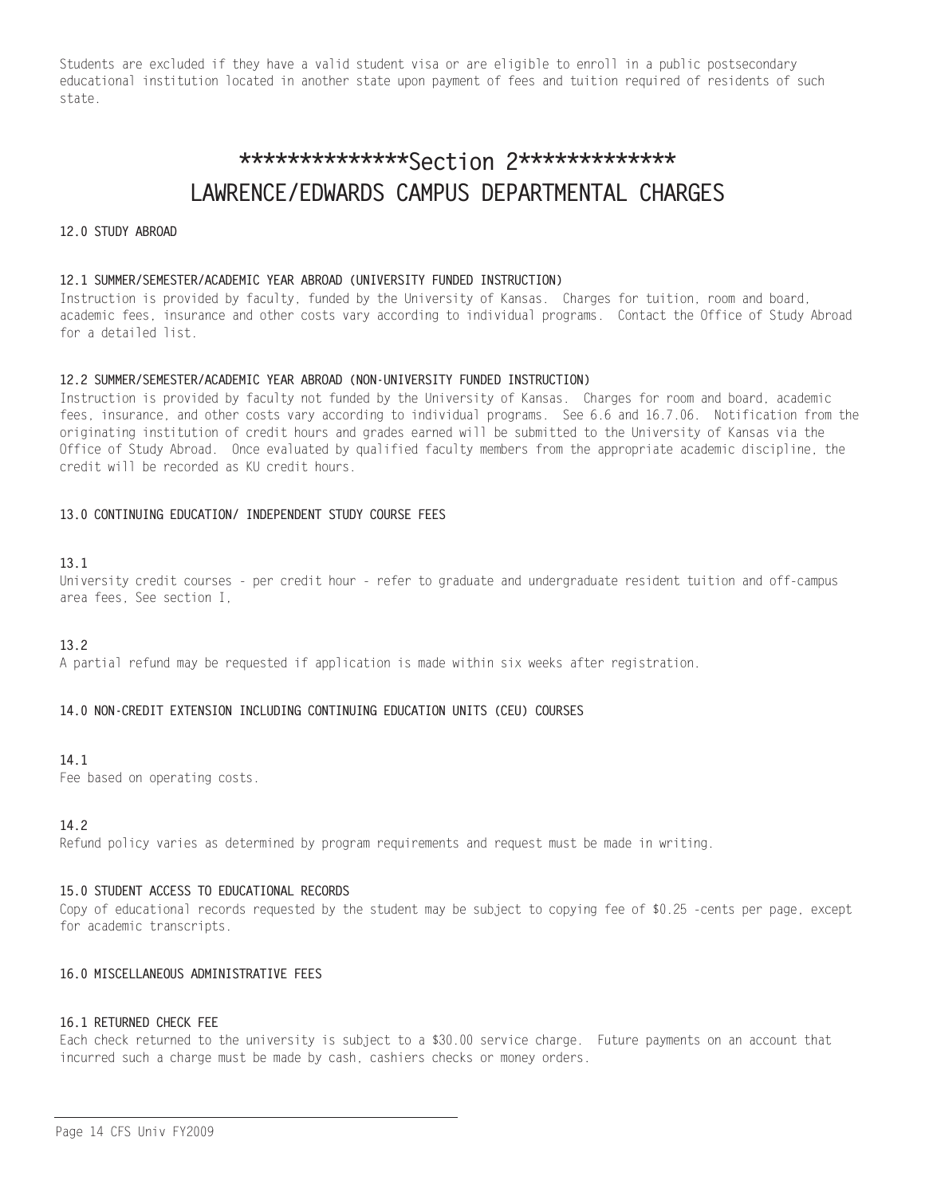Students are excluded if they have a valid student visa or are eligible to enroll in a public postsecondary educational institution located in another state upon payment of fees and tuition required of residents of such state.

# **************Section 2*************
# LAWRENCE/EDWARDS CAMPUS DEPARTMENTAL CHARGES

**12.0 STUDY ABROAD**

**12.1 SUMMER/SEMESTER/ACADEMIC YEAR ABROAD (UNIVERSITY FUNDED INSTRUCTION)**
Instruction is provided by faculty, funded by the University of Kansas. Charges for tuition, room and board, academic fees, insurance and other costs vary according to individual programs. Contact the Office of Study Abroad for a detailed list.

**12.2 SUMMER/SEMESTER/ACADEMIC YEAR ABROAD (NON-UNIVERSITY FUNDED INSTRUCTION)**
Instruction is provided by faculty not funded by the University of Kansas. Charges for room and board, academic fees, insurance, and other costs vary according to individual programs. See 6.6 and 16.7.06. Notification from the originating institution of credit hours and grades earned will be submitted to the University of Kansas via the Office of Study Abroad. Once evaluated by qualified faculty members from the appropriate academic discipline, the credit will be recorded as KU credit hours.

**13.0 CONTINUING EDUCATION/ INDEPENDENT STUDY COURSE FEES**

**13.1**
University credit courses - per credit hour - refer to graduate and undergraduate resident tuition and off-campus area fees, See section I,

**13.2**
A partial refund may be requested if application is made within six weeks after registration.

**14.0 NON-CREDIT EXTENSION INCLUDING CONTINUING EDUCATION UNITS (CEU) COURSES**

**14.1**
Fee based on operating costs.

**14.2**
Refund policy varies as determined by program requirements and request must be made in writing.

**15.0 STUDENT ACCESS TO EDUCATIONAL RECORDS**
Copy of educational records requested by the student may be subject to copying fee of $0.25 -cents per page, except for academic transcripts.

**16.0 MISCELLANEOUS ADMINISTRATIVE FEES**

**16.1 RETURNED CHECK FEE**
Each check returned to the university is subject to a $30.00 service charge. Future payments on an account that incurred such a charge must be made by cash, cashiers checks or money orders.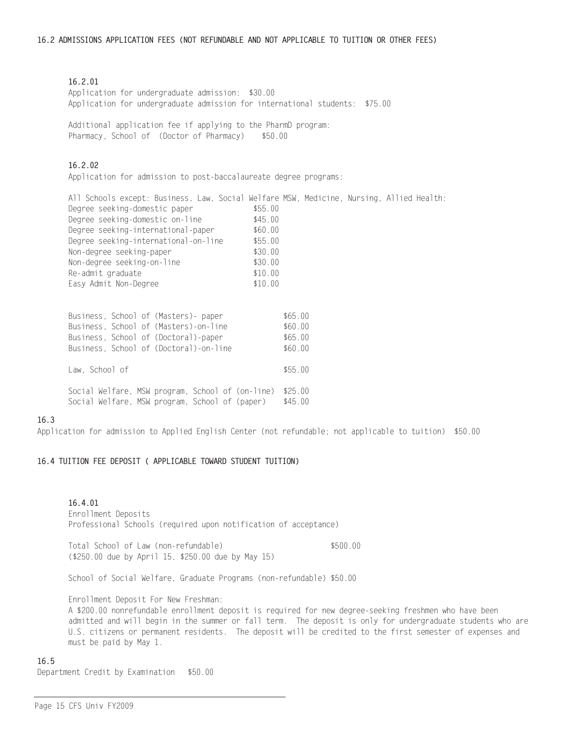## 16.2 ADMISSIONS APPLICATION FEES (NOT REFUNDABLE AND NOT APPLICABLE TO TUITION OR OTHER FEES)

### 16.2.01

Application for undergraduate admission: $30.00

Application for undergraduate admission for international students: $75.00

Additional application fee if applying to the PharmD program:

Pharmacy, School of (Doctor of Pharmacy) $50.00

### 16.2.02

Application for admission to post-baccalaureate degree programs:

All Schools except: Business, Law, Social Welfare MSW, Medicine, Nursing, Allied Health:

| Fee | Amount |
|---|---|
| Degree seeking-domestic paper | $55.00 |
| Degree seeking-domestic on-line | $45.00 |
| Degree seeking-international-paper | $60.00 |
| Degree seeking-international-on-line | $55.00 |
| Non-degree seeking-paper | $30.00 |
| Non-degree seeking-on-line | $30.00 |
| Re-admit graduate | $10.00 |
| Easy Admit Non-Degree | $10.00 |

| Fee | Amount |
|---|---|
| Business, School of (Masters)- paper | $65.00 |
| Business, School of (Masters)-on-line | $60.00 |
| Business, School of (Doctoral)-paper | $65.00 |
| Business, School of (Doctoral)-on-line | $60.00 |
| Law, School of | $55.00 |
| Social Welfare, MSW program, School of (on-line) | $25.00 |
| Social Welfare, MSW program, School of (paper) | $45.00 |

## 16.3

Application for admission to Applied English Center (not refundable; not applicable to tuition) $50.00

## 16.4 TUITION FEE DEPOSIT ( APPLICABLE TOWARD STUDENT TUITION)

### 16.4.01

Enrollment Deposits

Professional Schools (required upon notification of acceptance)

Total School of Law (non-refundable) $500.00

($250.00 due by April 15, $250.00 due by May 15)

School of Social Welfare, Graduate Programs (non-refundable) $50.00

Enrollment Deposit For New Freshman:

A $200.00 nonrefundable enrollment deposit is required for new degree-seeking freshmen who have been admitted and will begin in the summer or fall term. The deposit is only for undergraduate students who are U.S. citizens or permanent residents. The deposit will be credited to the first semester of expenses and must be paid by May 1.

## 16.5

Department Credit by Examination $50.00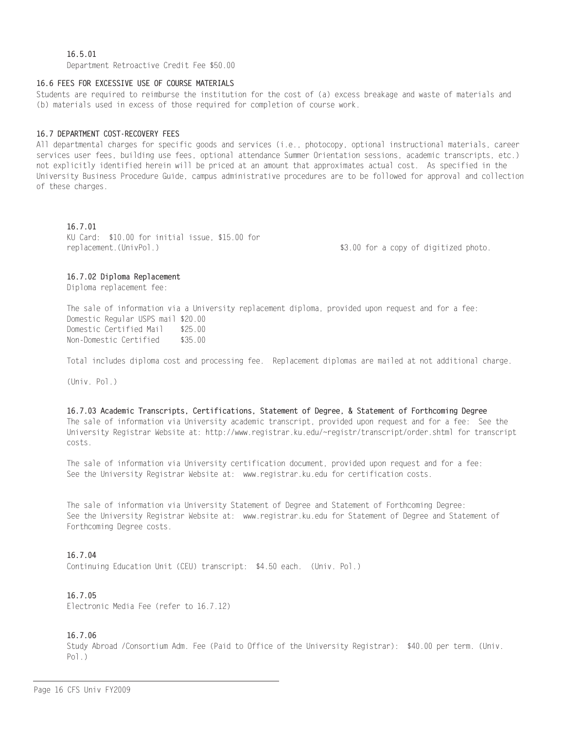**16.5.01**

Department Retroactive Credit Fee $50.00

**16.6 FEES FOR EXCESSIVE USE OF COURSE MATERIALS**

Students are required to reimburse the institution for the cost of (a) excess breakage and waste of materials and (b) materials used in excess of those required for completion of course work.

**16.7 DEPARTMENT COST-RECOVERY FEES**

All departmental charges for specific goods and services (i.e., photocopy, optional instructional materials, career services user fees, building use fees, optional attendance Summer Orientation sessions, academic transcripts, etc.) not explicitly identified herein will be priced at an amount that approximates actual cost. As specified in the University Business Procedure Guide, campus administrative procedures are to be followed for approval and collection of these charges.

**16.7.01**

KU Card: $10.00 for initial issue, $15.00 for replacement.(UnivPol.) $3.00 for a copy of digitized photo.

**16.7.02 Diploma Replacement**

Diploma replacement fee:

The sale of information via a University replacement diploma, provided upon request and for a fee:

Domestic Regular USPS mail $20.00
Domestic Certified Mail $25.00
Non-Domestic Certified $35.00

Total includes diploma cost and processing fee. Replacement diplomas are mailed at not additional charge.

(Univ. Pol.)

**16.7.03 Academic Transcripts, Certifications, Statement of Degree, & Statement of Forthcoming Degree**

The sale of information via University academic transcript, provided upon request and for a fee: See the University Registrar Website at: http://www.registrar.ku.edu/~registr/transcript/order.shtml for transcript costs.

The sale of information via University certification document, provided upon request and for a fee: See the University Registrar Website at: www.registrar.ku.edu for certification costs.

The sale of information via University Statement of Degree and Statement of Forthcoming Degree: See the University Registrar Website at: www.registrar.ku.edu for Statement of Degree and Statement of Forthcoming Degree costs.

**16.7.04**

Continuing Education Unit (CEU) transcript: $4.50 each. (Univ. Pol.)

**16.7.05**

Electronic Media Fee (refer to 16.7.12)

**16.7.06**

Study Abroad /Consortium Adm. Fee (Paid to Office of the University Registrar): $40.00 per term. (Univ. Pol.)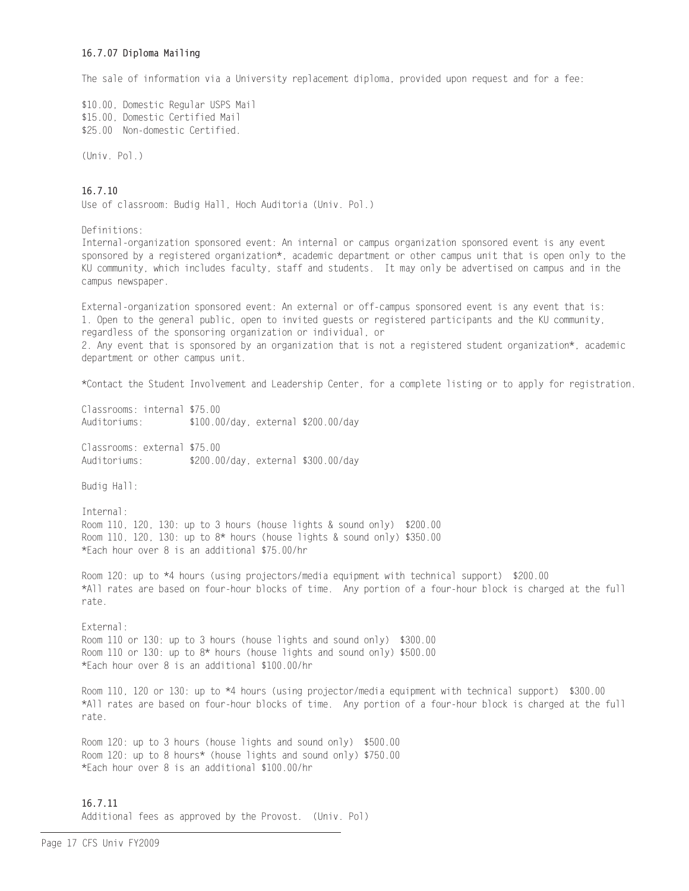#### 16.7.07 Diploma Mailing

The sale of information via a University replacement diploma, provided upon request and for a fee:

$10.00, Domestic Regular USPS Mail
$15.00, Domestic Certified Mail
$25.00 Non-domestic Certified.

(Univ. Pol.)

#### 16.7.10

Use of classroom: Budig Hall, Hoch Auditoria (Univ. Pol.)

Definitions:
Internal-organization sponsored event: An internal or campus organization sponsored event is any event sponsored by a registered organization*, academic department or other campus unit that is open only to the KU community, which includes faculty, staff and students. It may only be advertised on campus and in the campus newspaper.

External-organization sponsored event: An external or off-campus sponsored event is any event that is:
1. Open to the general public, open to invited guests or registered participants and the KU community, regardless of the sponsoring organization or individual, or
2. Any event that is sponsored by an organization that is not a registered student organization*, academic department or other campus unit.

*Contact the Student Involvement and Leadership Center, for a complete listing or to apply for registration.

Classrooms: internal $75.00
Auditoriums: $100.00/day, external $200.00/day

Classrooms: external $75.00
Auditoriums: $200.00/day, external $300.00/day

Budig Hall:

Internal:
Room 110, 120, 130: up to 3 hours (house lights & sound only) $200.00
Room 110, 120, 130: up to 8* hours (house lights & sound only) $350.00
*Each hour over 8 is an additional $75.00/hr

Room 120: up to *4 hours (using projectors/media equipment with technical support) $200.00
*All rates are based on four-hour blocks of time. Any portion of a four-hour block is charged at the full rate.

External:
Room 110 or 130: up to 3 hours (house lights and sound only) $300.00
Room 110 or 130: up to 8* hours (house lights and sound only) $500.00
*Each hour over 8 is an additional $100.00/hr

Room 110, 120 or 130: up to *4 hours (using projector/media equipment with technical support) $300.00
*All rates are based on four-hour blocks of time. Any portion of a four-hour block is charged at the full rate.

Room 120: up to 3 hours (house lights and sound only) $500.00
Room 120: up to 8 hours* (house lights and sound only) $750.00
*Each hour over 8 is an additional $100.00/hr

#### 16.7.11

Additional fees as approved by the Provost. (Univ. Pol)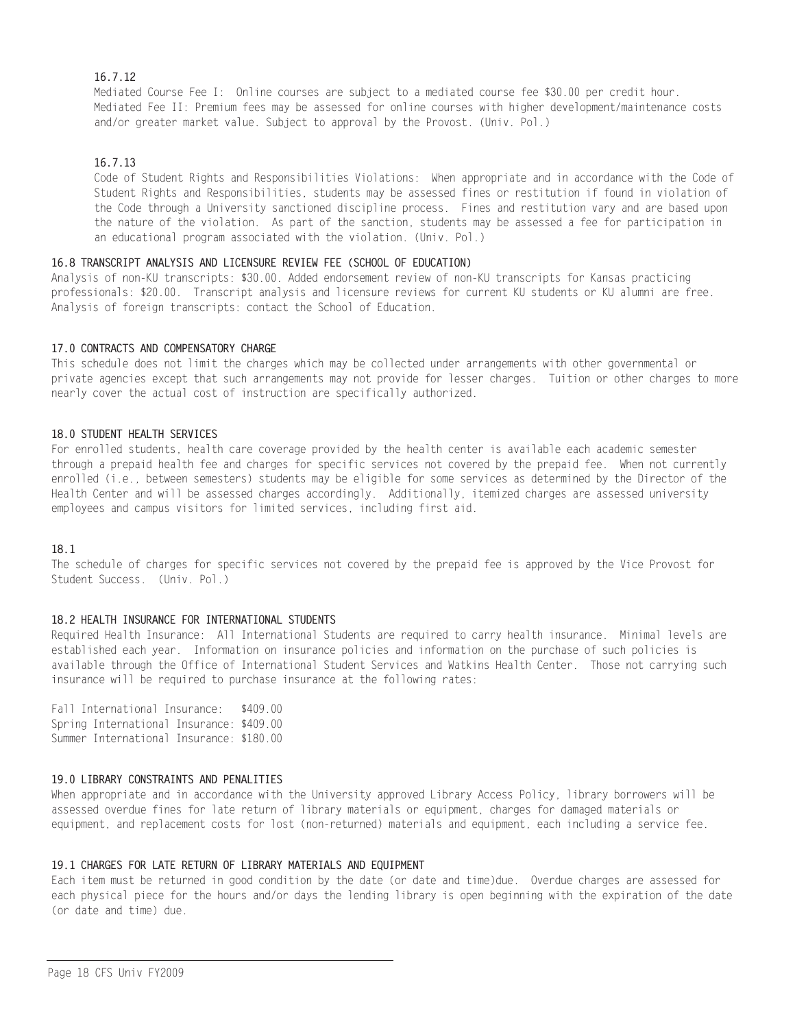### 16.7.12

Mediated Course Fee I: Online courses are subject to a mediated course fee $30.00 per credit hour. Mediated Fee II: Premium fees may be assessed for online courses with higher development/maintenance costs and/or greater market value. Subject to approval by the Provost. (Univ. Pol.)

### 16.7.13

Code of Student Rights and Responsibilities Violations: When appropriate and in accordance with the Code of Student Rights and Responsibilities, students may be assessed fines or restitution if found in violation of the Code through a University sanctioned discipline process. Fines and restitution vary and are based upon the nature of the violation. As part of the sanction, students may be assessed a fee for participation in an educational program associated with the violation. (Univ. Pol.)

## 16.8 TRANSCRIPT ANALYSIS AND LICENSURE REVIEW FEE (SCHOOL OF EDUCATION)

Analysis of non-KU transcripts: $30.00. Added endorsement review of non-KU transcripts for Kansas practicing professionals: $20.00. Transcript analysis and licensure reviews for current KU students or KU alumni are free. Analysis of foreign transcripts: contact the School of Education.

## 17.0 CONTRACTS AND COMPENSATORY CHARGE

This schedule does not limit the charges which may be collected under arrangements with other governmental or private agencies except that such arrangements may not provide for lesser charges. Tuition or other charges to more nearly cover the actual cost of instruction are specifically authorized.

## 18.0 STUDENT HEALTH SERVICES

For enrolled students, health care coverage provided by the health center is available each academic semester through a prepaid health fee and charges for specific services not covered by the prepaid fee. When not currently enrolled (i.e., between semesters) students may be eligible for some services as determined by the Director of the Health Center and will be assessed charges accordingly. Additionally, itemized charges are assessed university employees and campus visitors for limited services, including first aid.

### 18.1

The schedule of charges for specific services not covered by the prepaid fee is approved by the Vice Provost for Student Success. (Univ. Pol.)

## 18.2 HEALTH INSURANCE FOR INTERNATIONAL STUDENTS

Required Health Insurance: All International Students are required to carry health insurance. Minimal levels are established each year. Information on insurance policies and information on the purchase of such policies is available through the Office of International Student Services and Watkins Health Center. Those not carrying such insurance will be required to purchase insurance at the following rates:

Fall International Insurance: $409.00
Spring International Insurance: $409.00
Summer International Insurance: $180.00

## 19.0 LIBRARY CONSTRAINTS AND PENALITIES

When appropriate and in accordance with the University approved Library Access Policy, library borrowers will be assessed overdue fines for late return of library materials or equipment, charges for damaged materials or equipment, and replacement costs for lost (non-returned) materials and equipment, each including a service fee.

## 19.1 CHARGES FOR LATE RETURN OF LIBRARY MATERIALS AND EQUIPMENT

Each item must be returned in good condition by the date (or date and time)due. Overdue charges are assessed for each physical piece for the hours and/or days the lending library is open beginning with the expiration of the date (or date and time) due.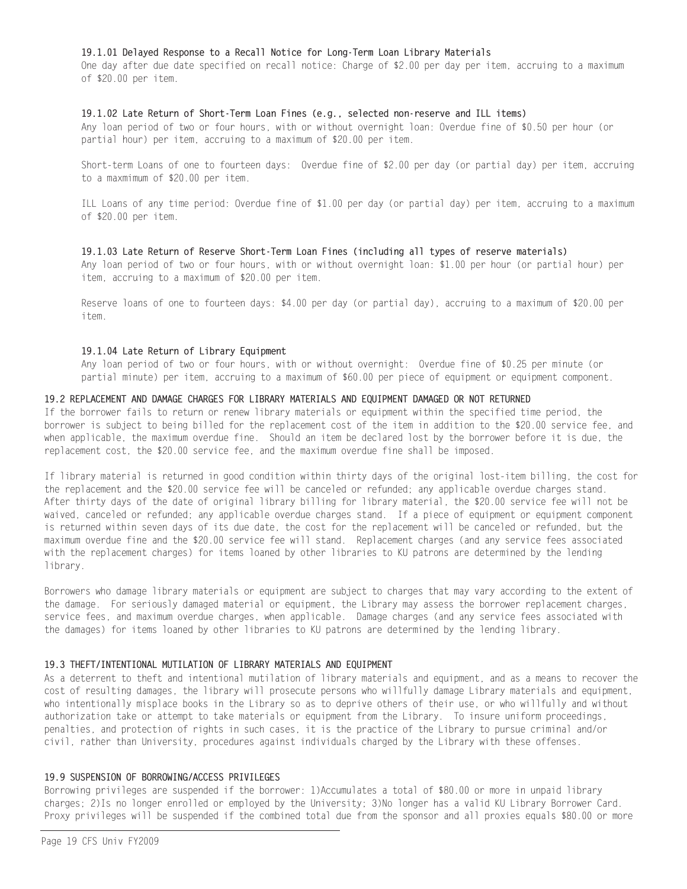#### 19.1.01 Delayed Response to a Recall Notice for Long-Term Loan Library Materials

One day after due date specified on recall notice: Charge of $2.00 per day per item, accruing to a maximum of $20.00 per item.

#### 19.1.02 Late Return of Short-Term Loan Fines (e.g., selected non-reserve and ILL items)

Any loan period of two or four hours, with or without overnight loan: Overdue fine of $0.50 per hour (or partial hour) per item, accruing to a maximum of $20.00 per item.

Short-term Loans of one to fourteen days: Overdue fine of $2.00 per day (or partial day) per item, accruing to a maxmimum of $20.00 per item.

ILL Loans of any time period: Overdue fine of $1.00 per day (or partial day) per item, accruing to a maximum of $20.00 per item.

#### 19.1.03 Late Return of Reserve Short-Term Loan Fines (including all types of reserve materials)

Any loan period of two or four hours, with or without overnight loan: $1.00 per hour (or partial hour) per item, accruing to a maximum of $20.00 per item.

Reserve loans of one to fourteen days: $4.00 per day (or partial day), accruing to a maximum of $20.00 per item.

#### 19.1.04 Late Return of Library Equipment

Any loan period of two or four hours, with or without overnight: Overdue fine of $0.25 per minute (or partial minute) per item, accruing to a maximum of $60.00 per piece of equipment or equipment component.

### 19.2 REPLACEMENT AND DAMAGE CHARGES FOR LIBRARY MATERIALS AND EQUIPMENT DAMAGED OR NOT RETURNED

If the borrower fails to return or renew library materials or equipment within the specified time period, the borrower is subject to being billed for the replacement cost of the item in addition to the $20.00 service fee, and when applicable, the maximum overdue fine. Should an item be declared lost by the borrower before it is due, the replacement cost, the $20.00 service fee, and the maximum overdue fine shall be imposed.

If library material is returned in good condition within thirty days of the original lost-item billing, the cost for the replacement and the $20.00 service fee will be canceled or refunded; any applicable overdue charges stand. After thirty days of the date of original library billing for library material, the $20.00 service fee will not be waived, canceled or refunded; any applicable overdue charges stand. If a piece of equipment or equipment component is returned within seven days of its due date, the cost for the replacement will be canceled or refunded, but the maximum overdue fine and the $20.00 service fee will stand. Replacement charges (and any service fees associated with the replacement charges) for items loaned by other libraries to KU patrons are determined by the lending library.

Borrowers who damage library materials or equipment are subject to charges that may vary according to the extent of the damage. For seriously damaged material or equipment, the Library may assess the borrower replacement charges, service fees, and maximum overdue charges, when applicable. Damage charges (and any service fees associated with the damages) for items loaned by other libraries to KU patrons are determined by the lending library.

### 19.3 THEFT/INTENTIONAL MUTILATION OF LIBRARY MATERIALS AND EQUIPMENT

As a deterrent to theft and intentional mutilation of library materials and equipment, and as a means to recover the cost of resulting damages, the library will prosecute persons who willfully damage Library materials and equipment, who intentionally misplace books in the Library so as to deprive others of their use, or who willfully and without authorization take or attempt to take materials or equipment from the Library. To insure uniform proceedings, penalties, and protection of rights in such cases, it is the practice of the Library to pursue criminal and/or civil, rather than University, procedures against individuals charged by the Library with these offenses.

### 19.9 SUSPENSION OF BORROWING/ACCESS PRIVILEGES

Borrowing privileges are suspended if the borrower: 1)Accumulates a total of $80.00 or more in unpaid library charges; 2)Is no longer enrolled or employed by the University; 3)No longer has a valid KU Library Borrower Card. Proxy privileges will be suspended if the combined total due from the sponsor and all proxies equals $80.00 or more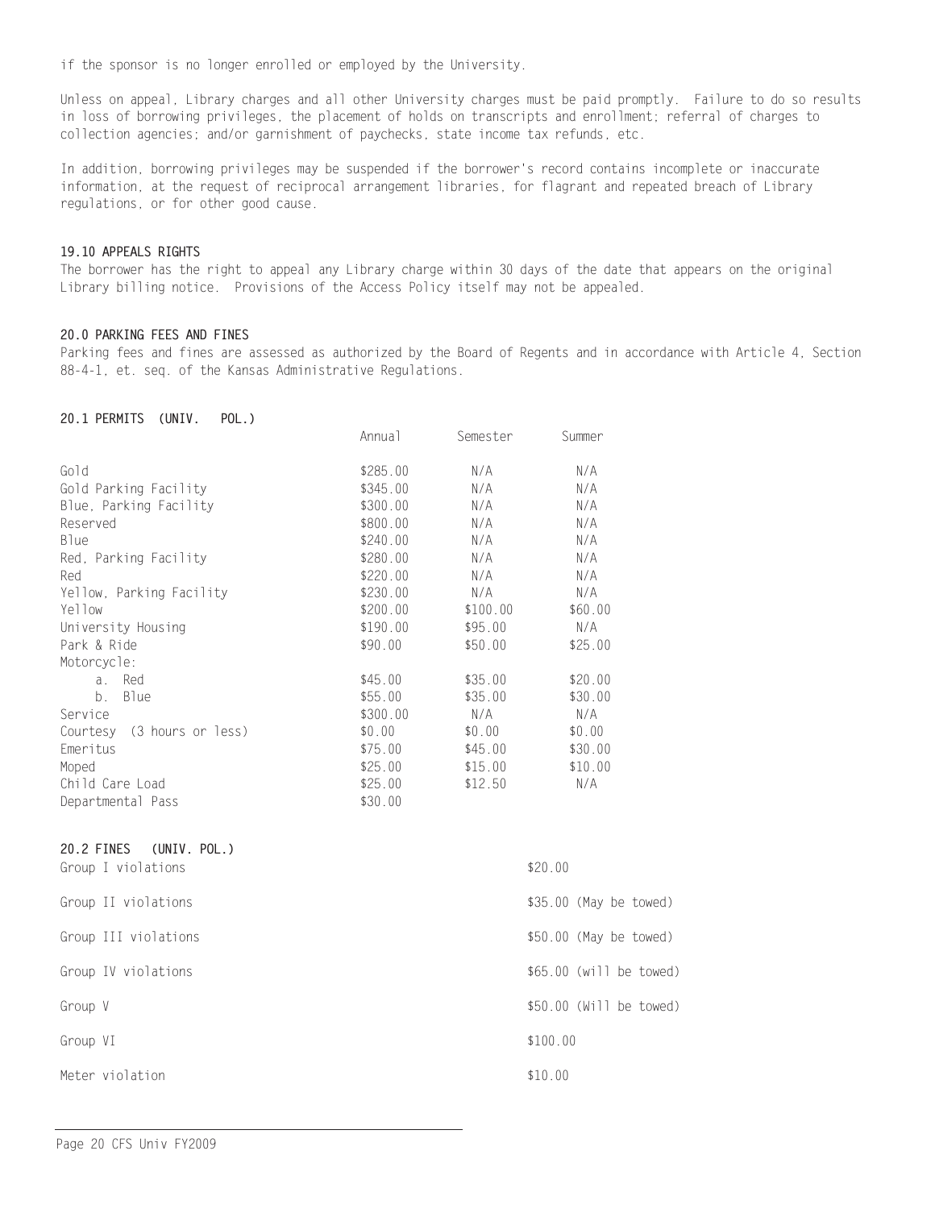if the sponsor is no longer enrolled or employed by the University.

Unless on appeal, Library charges and all other University charges must be paid promptly. Failure to do so results in loss of borrowing privileges, the placement of holds on transcripts and enrollment; referral of charges to collection agencies; and/or garnishment of paychecks, state income tax refunds, etc.

In addition, borrowing privileges may be suspended if the borrower's record contains incomplete or inaccurate information, at the request of reciprocal arrangement libraries, for flagrant and repeated breach of Library regulations, or for other good cause.

**19.10 APPEALS RIGHTS**

The borrower has the right to appeal any Library charge within 30 days of the date that appears on the original Library billing notice. Provisions of the Access Policy itself may not be appealed.

**20.0 PARKING FEES AND FINES**

Parking fees and fines are assessed as authorized by the Board of Regents and in accordance with Article 4, Section 88-4-1, et. seq. of the Kansas Administrative Regulations.

**20.1 PERMITS (UNIV. POL.)**

| | Annual | Semester | Summer |
|---|---|---|---|
| Gold | $285.00 | N/A | N/A |
| Gold Parking Facility | $345.00 | N/A | N/A |
| Blue, Parking Facility | $300.00 | N/A | N/A |
| Reserved | $800.00 | N/A | N/A |
| Blue | $240.00 | N/A | N/A |
| Red, Parking Facility | $280.00 | N/A | N/A |
| Red | $220.00 | N/A | N/A |
| Yellow, Parking Facility | $230.00 | N/A | N/A |
| Yellow | $200.00 | $100.00 | $60.00 |
| University Housing | $190.00 | $95.00 | N/A |
| Park & Ride | $90.00 | $50.00 | $25.00 |
| Motorcycle: | | | |
| a. Red | $45.00 | $35.00 | $20.00 |
| b. Blue | $55.00 | $35.00 | $30.00 |
| Service | $300.00 | N/A | N/A |
| Courtesy (3 hours or less) | $0.00 | $0.00 | $0.00 |
| Emeritus | $75.00 | $45.00 | $30.00 |
| Moped | $25.00 | $15.00 | $10.00 |
| Child Care Load | $25.00 | $12.50 | N/A |
| Departmental Pass | $30.00 | | |

**20.2 FINES (UNIV. POL.)**

| | |
|---|---|
| Group I violations | $20.00 |
| Group II violations | $35.00 (May be towed) |
| Group III violations | $50.00 (May be towed) |
| Group IV violations | $65.00 (will be towed) |
| Group V | $50.00 (Will be towed) |
| Group VI | $100.00 |
| Meter violation | $10.00 |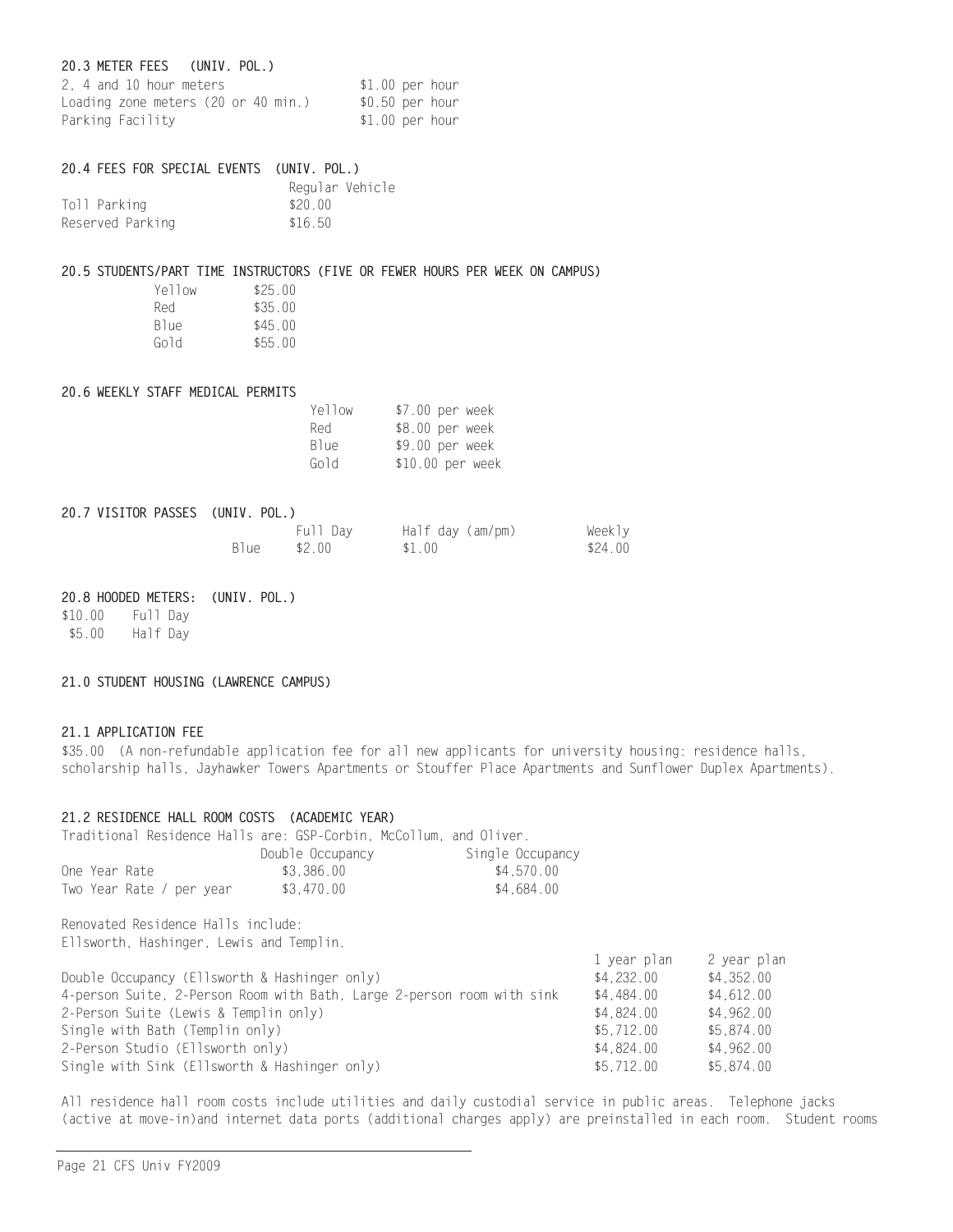### 20.3 METER FEES (UNIV. POL.)

| | |
|---|---|
| 2, 4 and 10 hour meters | $1.00 per hour |
| Loading zone meters (20 or 40 min.) | $0.50 per hour |
| Parking Facility | $1.00 per hour |

### 20.4 FEES FOR SPECIAL EVENTS (UNIV. POL.)

| | Regular Vehicle |
|---|---|
| Toll Parking | $20.00 |
| Reserved Parking | $16.50 |

### 20.5 STUDENTS/PART TIME INSTRUCTORS (FIVE OR FEWER HOURS PER WEEK ON CAMPUS)

| | |
|---|---|
| Yellow | $25.00 |
| Red | $35.00 |
| Blue | $45.00 |
| Gold | $55.00 |

### 20.6 WEEKLY STAFF MEDICAL PERMITS

| | |
|---|---|
| Yellow | $7.00 per week |
| Red | $8.00 per week |
| Blue | $9.00 per week |
| Gold | $10.00 per week |

### 20.7 VISITOR PASSES (UNIV. POL.)

| | Full Day | Half day (am/pm) | Weekly |
|---|---|---|---|
| Blue | $2.00 | $1.00 | $24.00 |

### 20.8 HOODED METERS: (UNIV. POL.)

| | |
|---|---|
| $10.00 | Full Day |
| $5.00 | Half Day |

## 21.0 STUDENT HOUSING (LAWRENCE CAMPUS)

### 21.1 APPLICATION FEE

$35.00 (A non-refundable application fee for all new applicants for university housing: residence halls, scholarship halls, Jayhawker Towers Apartments or Stouffer Place Apartments and Sunflower Duplex Apartments).

### 21.2 RESIDENCE HALL ROOM COSTS (ACADEMIC YEAR)

Traditional Residence Halls are: GSP-Corbin, McCollum, and Oliver.

| | Double Occupancy | Single Occupancy |
|---|---|---|
| One Year Rate | $3,386.00 | $4,570.00 |
| Two Year Rate / per year | $3,470.00 | $4,684.00 |

Renovated Residence Halls include:
Ellsworth, Hashinger, Lewis and Templin.

| | 1 year plan | 2 year plan |
|---|---|---|
| Double Occupancy (Ellsworth & Hashinger only) | $4,232.00 | $4,352.00 |
| 4-person Suite, 2-Person Room with Bath, Large 2-person room with sink | $4,484.00 | $4,612.00 |
| 2-Person Suite (Lewis & Templin only) | $4,824.00 | $4,962.00 |
| Single with Bath (Templin only) | $5,712.00 | $5,874.00 |
| 2-Person Studio (Ellsworth only) | $4,824.00 | $4,962.00 |
| Single with Sink (Ellsworth & Hashinger only) | $5,712.00 | $5,874.00 |

All residence hall room costs include utilities and daily custodial service in public areas. Telephone jacks (active at move-in)and internet data ports (additional charges apply) are preinstalled in each room. Student rooms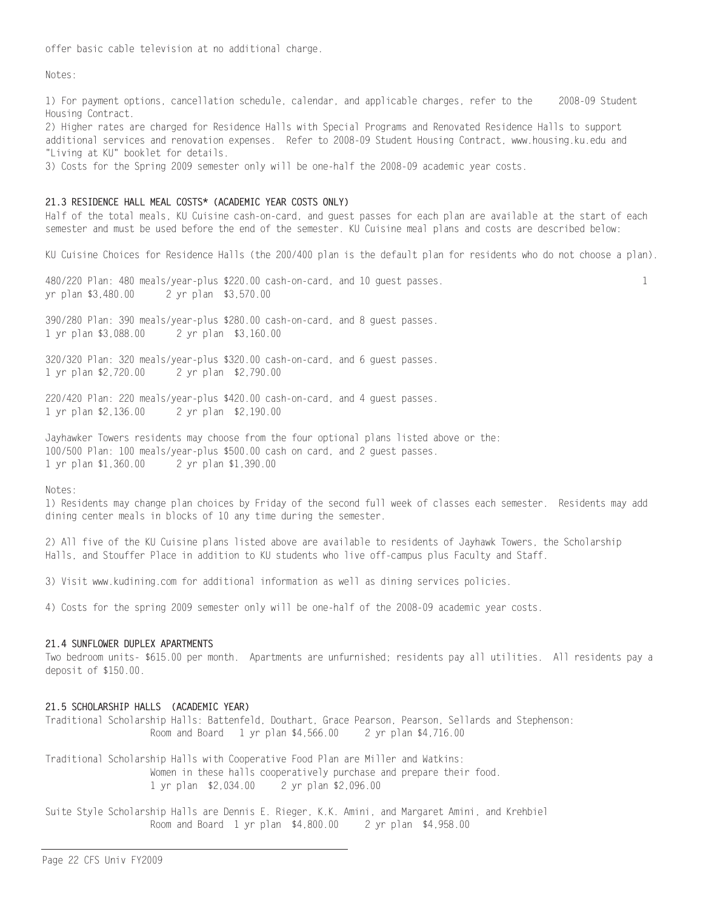offer basic cable television at no additional charge.

Notes:

1) For payment options, cancellation schedule, calendar, and applicable charges, refer to the 2008-09 Student Housing Contract.
2) Higher rates are charged for Residence Halls with Special Programs and Renovated Residence Halls to support additional services and renovation expenses. Refer to 2008-09 Student Housing Contract, www.housing.ku.edu and "Living at KU" booklet for details.
3) Costs for the Spring 2009 semester only will be one-half the 2008-09 academic year costs.

### 21.3 RESIDENCE HALL MEAL COSTS* (ACADEMIC YEAR COSTS ONLY)

Half of the total meals, KU Cuisine cash-on-card, and guest passes for each plan are available at the start of each semester and must be used before the end of the semester. KU Cuisine meal plans and costs are described below:

KU Cuisine Choices for Residence Halls (the 200/400 plan is the default plan for residents who do not choose a plan).

480/220 Plan: 480 meals/year-plus $220.00 cash-on-card, and 10 guest passes.
1 yr plan $3,480.00 2 yr plan $3,570.00

390/280 Plan: 390 meals/year-plus $280.00 cash-on-card, and 8 guest passes.
1 yr plan $3,088.00 2 yr plan $3,160.00

320/320 Plan: 320 meals/year-plus $320.00 cash-on-card, and 6 guest passes.
1 yr plan $2,720.00 2 yr plan $2,790.00

220/420 Plan: 220 meals/year-plus $420.00 cash-on-card, and 4 guest passes.
1 yr plan $2,136.00 2 yr plan $2,190.00

Jayhawker Towers residents may choose from the four optional plans listed above or the:
100/500 Plan: 100 meals/year-plus $500.00 cash on card, and 2 guest passes.
1 yr plan $1,360.00 2 yr plan $1,390.00

Notes:

1) Residents may change plan choices by Friday of the second full week of classes each semester. Residents may add dining center meals in blocks of 10 any time during the semester.

2) All five of the KU Cuisine plans listed above are available to residents of Jayhawk Towers, the Scholarship Halls, and Stouffer Place in addition to KU students who live off-campus plus Faculty and Staff.

3) Visit www.kudining.com for additional information as well as dining services policies.

4) Costs for the spring 2009 semester only will be one-half of the 2008-09 academic year costs.

### 21.4 SUNFLOWER DUPLEX APARTMENTS

Two bedroom units- $615.00 per month. Apartments are unfurnished; residents pay all utilities. All residents pay a deposit of $150.00.

### 21.5 SCHOLARSHIP HALLS (ACADEMIC YEAR)

Traditional Scholarship Halls: Battenfeld, Douthart, Grace Pearson, Pearson, Sellards and Stephenson:
Room and Board 1 yr plan $4,566.00 2 yr plan $4,716.00

Traditional Scholarship Halls with Cooperative Food Plan are Miller and Watkins:
Women in these halls cooperatively purchase and prepare their food.
1 yr plan $2,034.00 2 yr plan $2,096.00

Suite Style Scholarship Halls are Dennis E. Rieger, K.K. Amini, and Margaret Amini, and Krehbiel
Room and Board 1 yr plan $4,800.00 2 yr plan $4,958.00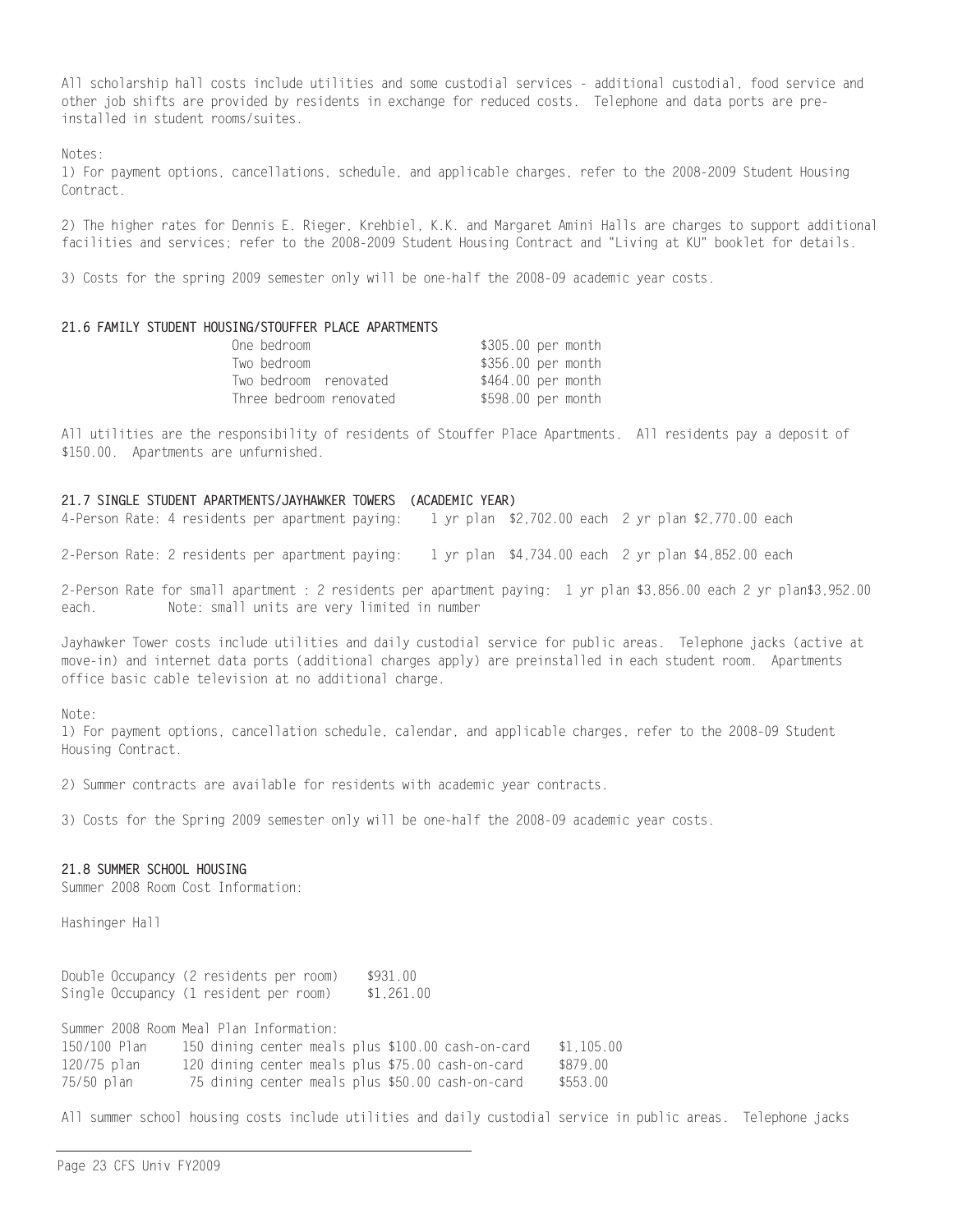All scholarship hall costs include utilities and some custodial services - additional custodial, food service and other job shifts are provided by residents in exchange for reduced costs. Telephone and data ports are pre-installed in student rooms/suites.

Notes:

1) For payment options, cancellations, schedule, and applicable charges, refer to the 2008-2009 Student Housing Contract.

2) The higher rates for Dennis E. Rieger, Krehbiel, K.K. and Margaret Amini Halls are charges to support additional facilities and services; refer to the 2008-2009 Student Housing Contract and "Living at KU" booklet for details.

3) Costs for the spring 2009 semester only will be one-half the 2008-09 academic year costs.

**21.6 FAMILY STUDENT HOUSING/STOUFFER PLACE APARTMENTS**

| | |
|---|---|
| One bedroom | $305.00 per month |
| Two bedroom | $356.00 per month |
| Two bedroom renovated | $464.00 per month |
| Three bedroom renovated | $598.00 per month |

All utilities are the responsibility of residents of Stouffer Place Apartments. All residents pay a deposit of $150.00. Apartments are unfurnished.

**21.7 SINGLE STUDENT APARTMENTS/JAYHAWKER TOWERS (ACADEMIC YEAR)**

4-Person Rate: 4 residents per apartment paying: 1 yr plan $2,702.00 each 2 yr plan $2,770.00 each

2-Person Rate: 2 residents per apartment paying: 1 yr plan $4,734.00 each 2 yr plan $4,852.00 each

2-Person Rate for small apartment : 2 residents per apartment paying: 1 yr plan $3,856.00 each 2 yr plan$3,952.00 each. Note: small units are very limited in number

Jayhawker Tower costs include utilities and daily custodial service for public areas. Telephone jacks (active at move-in) and internet data ports (additional charges apply) are preinstalled in each student room. Apartments office basic cable television at no additional charge.

Note:

1) For payment options, cancellation schedule, calendar, and applicable charges, refer to the 2008-09 Student Housing Contract.

2) Summer contracts are available for residents with academic year contracts.

3) Costs for the Spring 2009 semester only will be one-half the 2008-09 academic year costs.

**21.8 SUMMER SCHOOL HOUSING**

Summer 2008 Room Cost Information:

Hashinger Hall

| | |
|---|---|
| Double Occupancy (2 residents per room) | $931.00 |
| Single Occupancy (1 resident per room) | $1,261.00 |

Summer 2008 Room Meal Plan Information:

| | | |
|---|---|---|
| 150/100 Plan | 150 dining center meals plus $100.00 cash-on-card | $1,105.00 |
| 120/75 plan | 120 dining center meals plus $75.00 cash-on-card | $879.00 |
| 75/50 plan | 75 dining center meals plus $50.00 cash-on-card | $553.00 |

All summer school housing costs include utilities and daily custodial service in public areas. Telephone jacks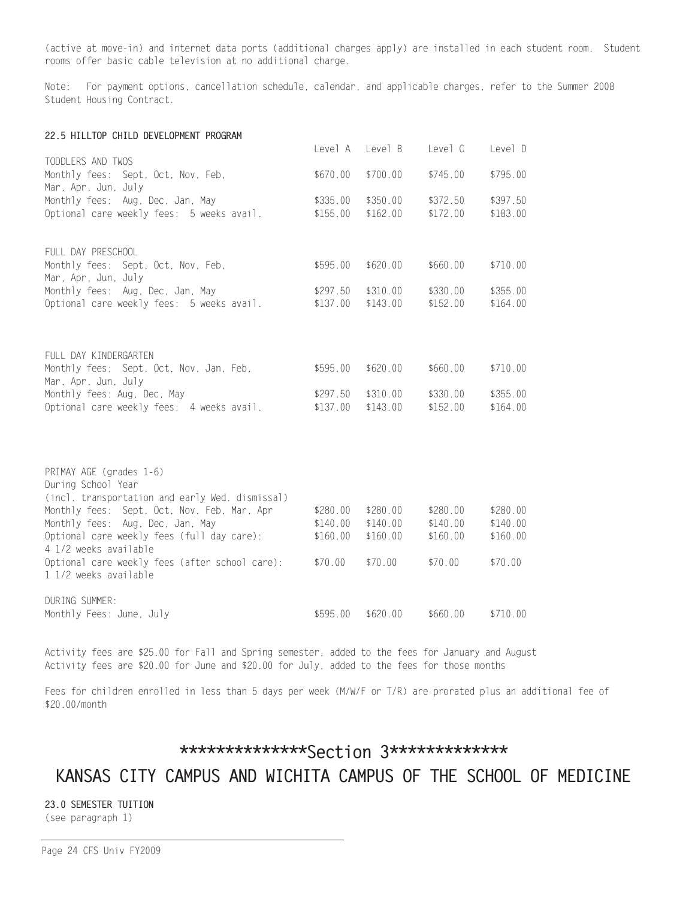(active at move-in) and internet data ports (additional charges apply) are installed in each student room. Student rooms offer basic cable television at no additional charge.

Note: For payment options, cancellation schedule, calendar, and applicable charges, refer to the Summer 2008 Student Housing Contract.

**22.5 HILLTOP CHILD DEVELOPMENT PROGRAM**

| | Level A | Level B | Level C | Level D |
|---|---|---|---|---|
| TODDLERS AND TWOS | | | | |
| Monthly fees: Sept, Oct, Nov, Feb, Mar, Apr, Jun, July | $670.00 | $700.00 | $745.00 | $795.00 |
| Monthly fees: Aug, Dec, Jan, May | $335.00 | $350.00 | $372.50 | $397.50 |
| Optional care weekly fees: 5 weeks avail. | $155.00 | $162.00 | $172.00 | $183.00 |
| FULL DAY PRESCHOOL | | | | |
| Monthly fees: Sept, Oct, Nov, Feb, Mar, Apr, Jun, July | $595.00 | $620.00 | $660.00 | $710.00 |
| Monthly fees: Aug, Dec, Jan, May | $297.50 | $310.00 | $330.00 | $355.00 |
| Optional care weekly fees: 5 weeks avail. | $137.00 | $143.00 | $152.00 | $164.00 |
| FULL DAY KINDERGARTEN | | | | |
| Monthly fees: Sept, Oct, Nov, Jan, Feb, Mar, Apr, Jun, July | $595.00 | $620.00 | $660.00 | $710.00 |
| Monthly fees: Aug, Dec, May | $297.50 | $310.00 | $330.00 | $355.00 |
| Optional care weekly fees: 4 weeks avail. | $137.00 | $143.00 | $152.00 | $164.00 |
| PRIMAY AGE (grades 1-6) | | | | |
| During School Year (incl. transportation and early Wed. dismissal) | | | | |
| Monthly fees: Sept, Oct, Nov, Feb, Mar, Apr | $280.00 | $280.00 | $280.00 | $280.00 |
| Monthly fees: Aug, Dec, Jan, May | $140.00 | $140.00 | $140.00 | $140.00 |
| Optional care weekly fees (full day care): 4 1/2 weeks available | $160.00 | $160.00 | $160.00 | $160.00 |
| Optional care weekly fees (after school care): 1 1/2 weeks available | $70.00 | $70.00 | $70.00 | $70.00 |
| DURING SUMMER: | | | | |
| Monthly Fees: June, July | $595.00 | $620.00 | $660.00 | $710.00 |

Activity fees are $25.00 for Fall and Spring semester, added to the fees for January and August
Activity fees are $20.00 for June and $20.00 for July, added to the fees for those months

Fees for children enrolled in less than 5 days per week (M/W/F or T/R) are prorated plus an additional fee of $20.00/month

# **************Section 3*************

# KANSAS CITY CAMPUS AND WICHITA CAMPUS OF THE SCHOOL OF MEDICINE

**23.0 SEMESTER TUITION**
(see paragraph 1)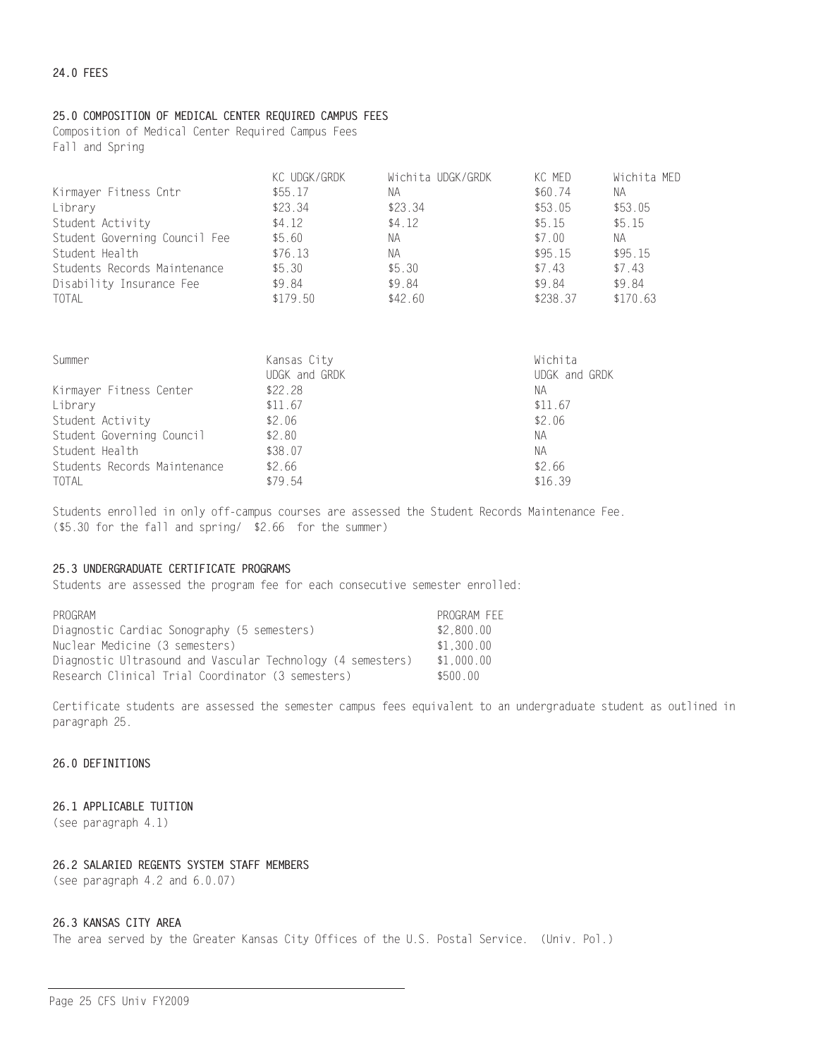## 24.0 FEES

## 25.0 COMPOSITION OF MEDICAL CENTER REQUIRED CAMPUS FEES

Composition of Medical Center Required Campus Fees
Fall and Spring

| | KC UDGK/GRDK | Wichita UDGK/GRDK | KC MED | Wichita MED |
|---|---|---|---|---|
| Kirmayer Fitness Cntr | $55.17 | NA | $60.74 | NA |
| Library | $23.34 | $23.34 | $53.05 | $53.05 |
| Student Activity | $4.12 | $4.12 | $5.15 | $5.15 |
| Student Governing Council Fee | $5.60 | NA | $7.00 | NA |
| Student Health | $76.13 | NA | $95.15 | $95.15 |
| Students Records Maintenance | $5.30 | $5.30 | $7.43 | $7.43 |
| Disability Insurance Fee | $9.84 | $9.84 | $9.84 | $9.84 |
| TOTAL | $179.50 | $42.60 | $238.37 | $170.63 |

| Summer | Kansas City UDGK and GRDK | Wichita UDGK and GRDK |
|---|---|---|
| Kirmayer Fitness Center | $22.28 | NA |
| Library | $11.67 | $11.67 |
| Student Activity | $2.06 | $2.06 |
| Student Governing Council | $2.80 | NA |
| Student Health | $38.07 | NA |
| Students Records Maintenance | $2.66 | $2.66 |
| TOTAL | $79.54 | $16.39 |

Students enrolled in only off-campus courses are assessed the Student Records Maintenance Fee. ($5.30 for the fall and spring/ $2.66 for the summer)

### 25.3 UNDERGRADUATE CERTIFICATE PROGRAMS

Students are assessed the program fee for each consecutive semester enrolled:

| PROGRAM | PROGRAM FEE |
|---|---|
| Diagnostic Cardiac Sonography (5 semesters) | $2,800.00 |
| Nuclear Medicine (3 semesters) | $1,300.00 |
| Diagnostic Ultrasound and Vascular Technology (4 semesters) | $1,000.00 |
| Research Clinical Trial Coordinator (3 semesters) | $500.00 |

Certificate students are assessed the semester campus fees equivalent to an undergraduate student as outlined in paragraph 25.

## 26.0 DEFINITIONS

### 26.1 APPLICABLE TUITION

(see paragraph 4.1)

### 26.2 SALARIED REGENTS SYSTEM STAFF MEMBERS

(see paragraph 4.2 and 6.0.07)

### 26.3 KANSAS CITY AREA

The area served by the Greater Kansas City Offices of the U.S. Postal Service. (Univ. Pol.)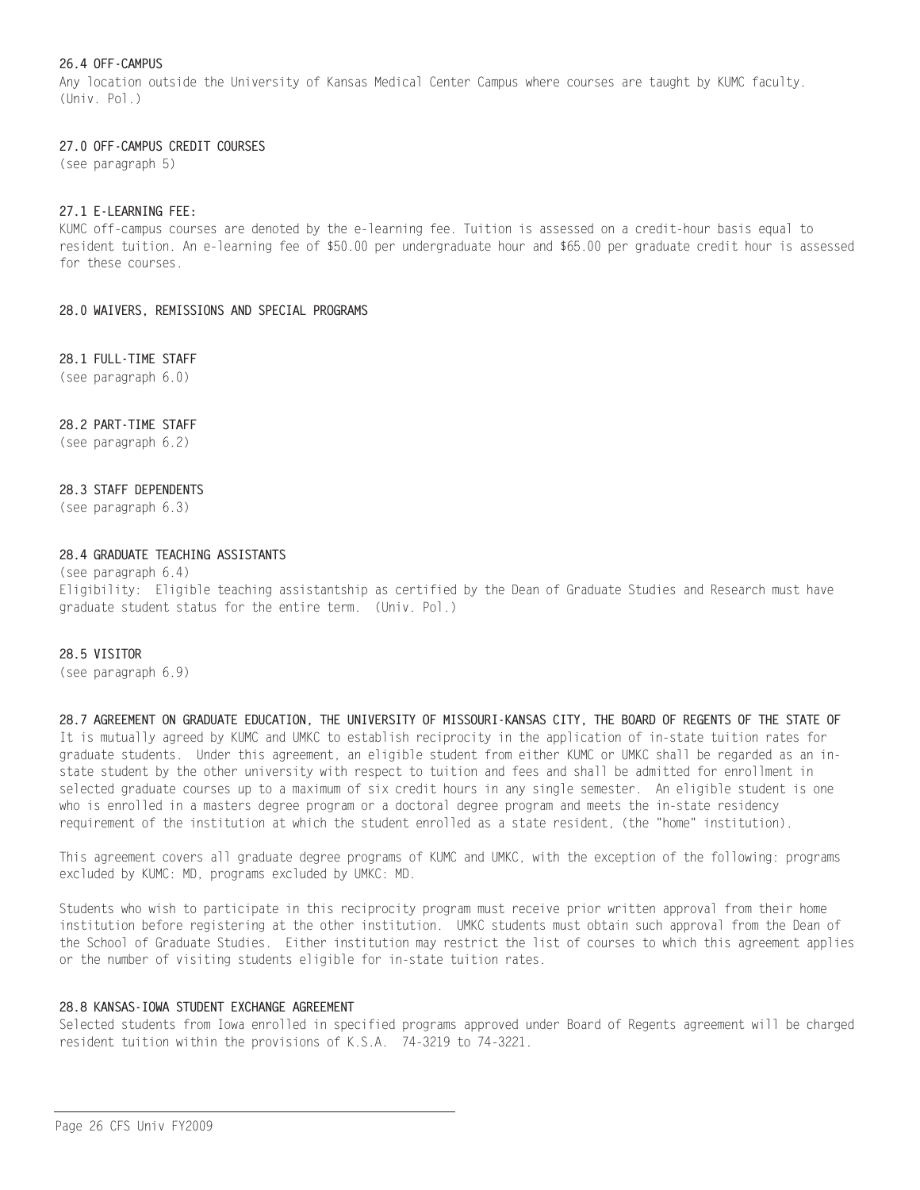## 26.4 OFF-CAMPUS

Any location outside the University of Kansas Medical Center Campus where courses are taught by KUMC faculty. (Univ. Pol.)

## 27.0 OFF-CAMPUS CREDIT COURSES

(see paragraph 5)

## 27.1 E-LEARNING FEE:

KUMC off-campus courses are denoted by the e-learning fee. Tuition is assessed on a credit-hour basis equal to resident tuition. An e-learning fee of $50.00 per undergraduate hour and $65.00 per graduate credit hour is assessed for these courses.

## 28.0 WAIVERS, REMISSIONS AND SPECIAL PROGRAMS

## 28.1 FULL-TIME STAFF

(see paragraph 6.0)

## 28.2 PART-TIME STAFF

(see paragraph 6.2)

## 28.3 STAFF DEPENDENTS

(see paragraph 6.3)

## 28.4 GRADUATE TEACHING ASSISTANTS

(see paragraph 6.4)
Eligibility: Eligible teaching assistantship as certified by the Dean of Graduate Studies and Research must have graduate student status for the entire term. (Univ. Pol.)

## 28.5 VISITOR

(see paragraph 6.9)

## 28.7 AGREEMENT ON GRADUATE EDUCATION, THE UNIVERSITY OF MISSOURI-KANSAS CITY, THE BOARD OF REGENTS OF THE STATE OF

It is mutually agreed by KUMC and UMKC to establish reciprocity in the application of in-state tuition rates for graduate students. Under this agreement, an eligible student from either KUMC or UMKC shall be regarded as an in-state student by the other university with respect to tuition and fees and shall be admitted for enrollment in selected graduate courses up to a maximum of six credit hours in any single semester. An eligible student is one who is enrolled in a masters degree program or a doctoral degree program and meets the in-state residency requirement of the institution at which the student enrolled as a state resident, (the "home" institution).

This agreement covers all graduate degree programs of KUMC and UMKC, with the exception of the following: programs excluded by KUMC: MD, programs excluded by UMKC: MD.

Students who wish to participate in this reciprocity program must receive prior written approval from their home institution before registering at the other institution. UMKC students must obtain such approval from the Dean of the School of Graduate Studies. Either institution may restrict the list of courses to which this agreement applies or the number of visiting students eligible for in-state tuition rates.

## 28.8 KANSAS-IOWA STUDENT EXCHANGE AGREEMENT

Selected students from Iowa enrolled in specified programs approved under Board of Regents agreement will be charged resident tuition within the provisions of K.S.A. 74-3219 to 74-3221.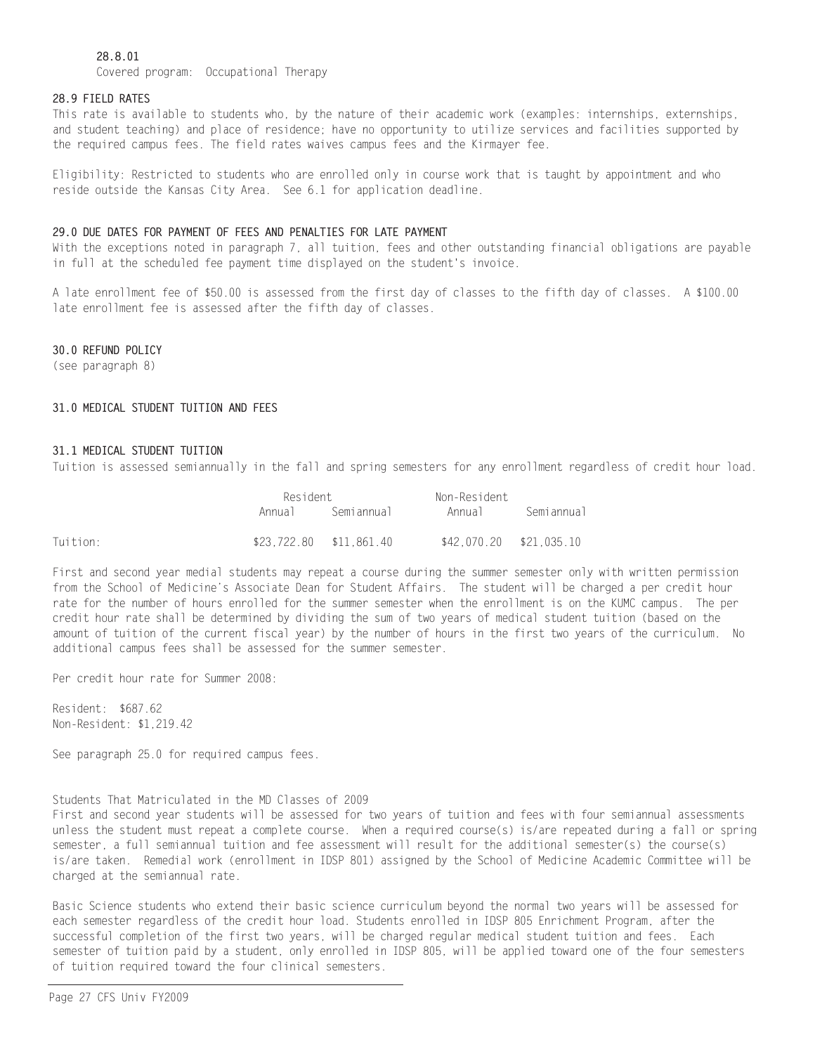**28.8.01**

Covered program: Occupational Therapy

**28.9 FIELD RATES**

This rate is available to students who, by the nature of their academic work (examples: internships, externships, and student teaching) and place of residence; have no opportunity to utilize services and facilities supported by the required campus fees. The field rates waives campus fees and the Kirmayer fee.

Eligibility: Restricted to students who are enrolled only in course work that is taught by appointment and who reside outside the Kansas City Area. See 6.1 for application deadline.

**29.0 DUE DATES FOR PAYMENT OF FEES AND PENALTIES FOR LATE PAYMENT**

With the exceptions noted in paragraph 7, all tuition, fees and other outstanding financial obligations are payable in full at the scheduled fee payment time displayed on the student's invoice.

A late enrollment fee of $50.00 is assessed from the first day of classes to the fifth day of classes. A $100.00 late enrollment fee is assessed after the fifth day of classes.

**30.0 REFUND POLICY**

(see paragraph 8)

**31.0 MEDICAL STUDENT TUITION AND FEES**

**31.1 MEDICAL STUDENT TUITION**

Tuition is assessed semiannually in the fall and spring semesters for any enrollment regardless of credit hour load.

| | Resident | | Non-Resident | |
|---|---|---|---|---|
| | Annual | Semiannual | Annual | Semiannual |
| Tuition: | $23,722.80 | $11,861.40 | $42,070.20 | $21,035.10 |

First and second year medial students may repeat a course during the summer semester only with written permission from the School of Medicine's Associate Dean for Student Affairs. The student will be charged a per credit hour rate for the number of hours enrolled for the summer semester when the enrollment is on the KUMC campus. The per credit hour rate shall be determined by dividing the sum of two years of medical student tuition (based on the amount of tuition of the current fiscal year) by the number of hours in the first two years of the curriculum. No additional campus fees shall be assessed for the summer semester.

Per credit hour rate for Summer 2008:

Resident: $687.62
Non-Resident: $1,219.42

See paragraph 25.0 for required campus fees.

Students That Matriculated in the MD Classes of 2009

First and second year students will be assessed for two years of tuition and fees with four semiannual assessments unless the student must repeat a complete course. When a required course(s) is/are repeated during a fall or spring semester, a full semiannual tuition and fee assessment will result for the additional semester(s) the course(s) is/are taken. Remedial work (enrollment in IDSP 801) assigned by the School of Medicine Academic Committee will be charged at the semiannual rate.

Basic Science students who extend their basic science curriculum beyond the normal two years will be assessed for each semester regardless of the credit hour load. Students enrolled in IDSP 805 Enrichment Program, after the successful completion of the first two years, will be charged regular medical student tuition and fees. Each semester of tuition paid by a student, only enrolled in IDSP 805, will be applied toward one of the four semesters of tuition required toward the four clinical semesters.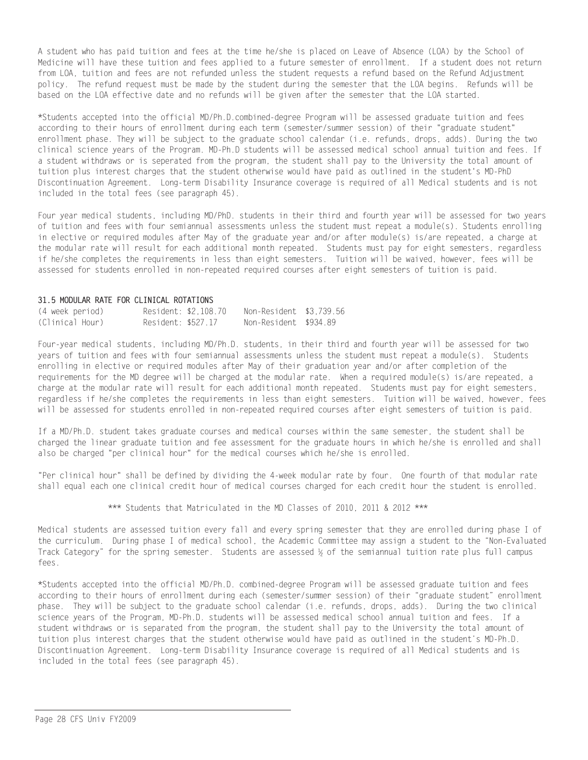A student who has paid tuition and fees at the time he/she is placed on Leave of Absence (LOA) by the School of Medicine will have these tuition and fees applied to a future semester of enrollment. If a student does not return from LOA, tuition and fees are not refunded unless the student requests a refund based on the Refund Adjustment policy. The refund request must be made by the student during the semester that the LOA begins. Refunds will be based on the LOA effective date and no refunds will be given after the semester that the LOA started.

*Students accepted into the official MD/Ph.D.combined-degree Program will be assessed graduate tuition and fees according to their hours of enrollment during each term (semester/summer session) of their "graduate student" enrollment phase. They will be subject to the graduate school calendar (i.e. refunds, drops, adds). During the two clinical science years of the Program. MD-Ph.D students will be assessed medical school annual tuition and fees. If a student withdraws or is seperated from the program, the student shall pay to the University the total amount of tuition plus interest charges that the student otherwise would have paid as outlined in the student's MD-PhD Discontinuation Agreement. Long-term Disability Insurance coverage is required of all Medical students and is not included in the total fees (see paragraph 45).

Four year medical students, including MD/PhD. students in their third and fourth year will be assessed for two years of tuition and fees with four semiannual assessments unless the student must repeat a module(s). Students enrolling in elective or required modules after May of the graduate year and/or after module(s) is/are repeated, a charge at the modular rate will result for each additional month repeated. Students must pay for eight semesters, regardless if he/she completes the requirements in less than eight semesters. Tuition will be waived, however, fees will be assessed for students enrolled in non-repeated required courses after eight semesters of tuition is paid.

**31.5 MODULAR RATE FOR CLINICAL ROTATIONS**

| | | |
|---|---|---|
| (4 week period) | Resident: $2,108.70 | Non-Resident $3,739.56 |
| (Clinical Hour) | Resident: $527.17 | Non-Resident $934.89 |

Four-year medical students, including MD/Ph.D. students, in their third and fourth year will be assessed for two years of tuition and fees with four semiannual assessments unless the student must repeat a module(s). Students enrolling in elective or required modules after May of their graduation year and/or after completion of the requirements for the MD degree will be charged at the modular rate. When a required module(s) is/are repeated, a charge at the modular rate will result for each additional month repeated. Students must pay for eight semesters, regardless if he/she completes the requirements in less than eight semesters. Tuition will be waived, however, fees will be assessed for students enrolled in non-repeated required courses after eight semesters of tuition is paid.

If a MD/Ph.D. student takes graduate courses and medical courses within the same semester, the student shall be charged the linear graduate tuition and fee assessment for the graduate hours in which he/she is enrolled and shall also be charged "per clinical hour" for the medical courses which he/she is enrolled.

"Per clinical hour" shall be defined by dividing the 4-week modular rate by four. One fourth of that modular rate shall equal each one clinical credit hour of medical courses charged for each credit hour the student is enrolled.

*** Students that Matriculated in the MD Classes of 2010, 2011 & 2012 ***

Medical students are assessed tuition every fall and every spring semester that they are enrolled during phase I of the curriculum. During phase I of medical school, the Academic Committee may assign a student to the "Non-Evaluated Track Category" for the spring semester. Students are assessed ½ of the semiannual tuition rate plus full campus fees.

*Students accepted into the official MD/Ph.D. combined-degree Program will be assessed graduate tuition and fees according to their hours of enrollment during each (semester/summer session) of their "graduate student" enrollment phase. They will be subject to the graduate school calendar (i.e. refunds, drops, adds). During the two clinical science years of the Program, MD-Ph.D. students will be assessed medical school annual tuition and fees. If a student withdraws or is separated from the program, the student shall pay to the University the total amount of tuition plus interest charges that the student otherwise would have paid as outlined in the student's MD-Ph.D. Discontinuation Agreement. Long-term Disability Insurance coverage is required of all Medical students and is included in the total fees (see paragraph 45).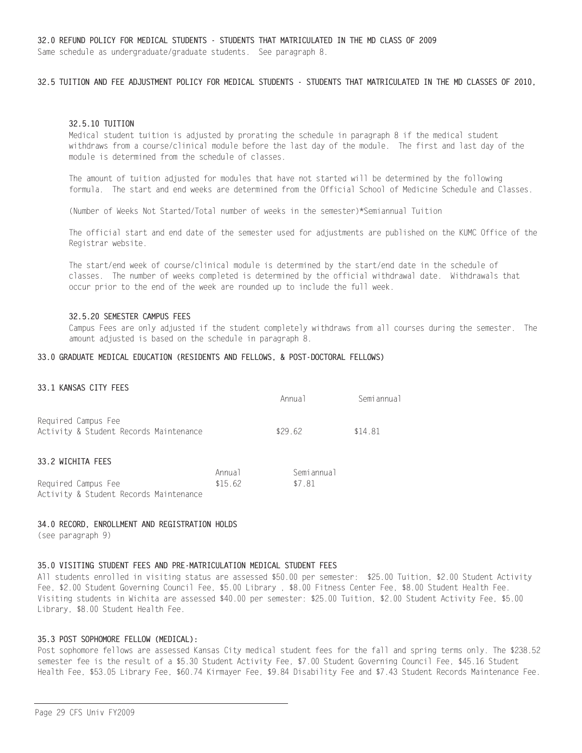### 32.0 REFUND POLICY FOR MEDICAL STUDENTS - STUDENTS THAT MATRICULATED IN THE MD CLASS OF 2009

Same schedule as undergraduate/graduate students. See paragraph 8.

### 32.5 TUITION AND FEE ADJUSTMENT POLICY FOR MEDICAL STUDENTS - STUDENTS THAT MATRICULATED IN THE MD CLASSES OF 2010,

#### 32.5.10 TUITION

Medical student tuition is adjusted by prorating the schedule in paragraph 8 if the medical student withdraws from a course/clinical module before the last day of the module. The first and last day of the module is determined from the schedule of classes.

The amount of tuition adjusted for modules that have not started will be determined by the following formula. The start and end weeks are determined from the Official School of Medicine Schedule and Classes.

(Number of Weeks Not Started/Total number of weeks in the semester)*Semiannual Tuition

The official start and end date of the semester used for adjustments are published on the KUMC Office of the Registrar website.

The start/end week of course/clinical module is determined by the start/end date in the schedule of classes. The number of weeks completed is determined by the official withdrawal date. Withdrawals that occur prior to the end of the week are rounded up to include the full week.

#### 32.5.20 SEMESTER CAMPUS FEES

Campus Fees are only adjusted if the student completely withdraws from all courses during the semester. The amount adjusted is based on the schedule in paragraph 8.

### 33.0 GRADUATE MEDICAL EDUCATION (RESIDENTS AND FELLOWS, & POST-DOCTORAL FELLOWS)

#### 33.1 KANSAS CITY FEES

| | Annual | Semiannual |
|---|---|---|
| Required Campus Fee<br>Activity & Student Records Maintenance | $29.62 | $14.81 |

#### 33.2 WICHITA FEES

| | Annual | Semiannual |
|---|---|---|
| Required Campus Fee<br>Activity & Student Records Maintenance | $15.62 | $7.81 |

### 34.0 RECORD, ENROLLMENT AND REGISTRATION HOLDS

(see paragraph 9)

### 35.0 VISITING STUDENT FEES AND PRE-MATRICULATION MEDICAL STUDENT FEES

All students enrolled in visiting status are assessed $50.00 per semester: $25.00 Tuition, $2.00 Student Activity Fee, $2.00 Student Governing Council Fee, $5.00 Library , $8.00 Fitness Center Fee, $8.00 Student Health Fee. Visiting students in Wichita are assessed $40.00 per semester: $25.00 Tuition, $2.00 Student Activity Fee, $5.00 Library, $8.00 Student Health Fee.

### 35.3 POST SOPHOMORE FELLOW (MEDICAL):

Post sophomore fellows are assessed Kansas City medical student fees for the fall and spring terms only. The $238.52 semester fee is the result of a $5.30 Student Activity Fee, $7.00 Student Governing Council Fee, $45.16 Student Health Fee, $53.05 Library Fee, $60.74 Kirmayer Fee, $9.84 Disability Fee and $7.43 Student Records Maintenance Fee.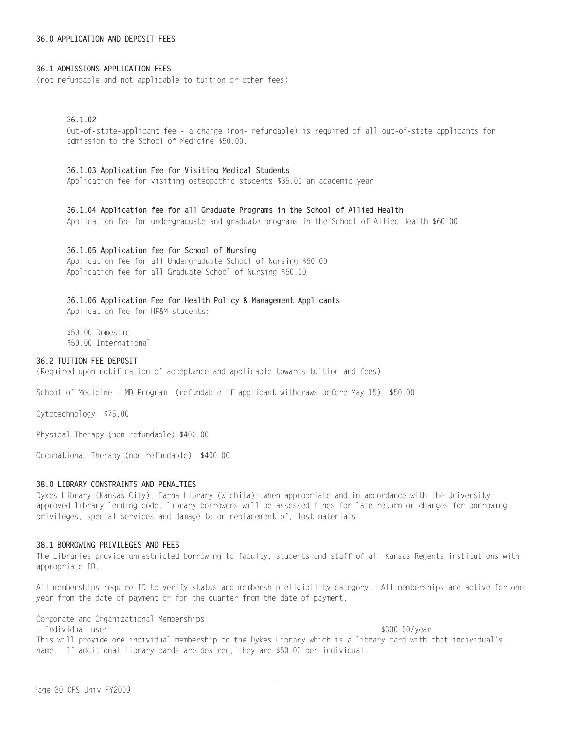# 36.0 APPLICATION AND DEPOSIT FEES

## 36.1 ADMISSIONS APPLICATION FEES

(not refundable and not applicable to tuition or other fees)

### 36.1.02

Out-of-state-applicant fee - a charge (non- refundable) is required of all out-of-state applicants for admission to the School of Medicine $50.00.

### 36.1.03 Application Fee for Visiting Medical Students

Application fee for visiting osteopathic students $35.00 an academic year

### 36.1.04 Application fee for all Graduate Programs in the School of Allied Health

Application fee for undergraduate and graduate programs in the School of Allied Health $60.00

### 36.1.05 Application fee for School of Nursing

Application fee for all Undergraduate School of Nursing $60.00
Application fee for all Graduate School of Nursing $60.00

### 36.1.06 Application Fee for Health Policy & Management Applicants

Application fee for HP&M students:

$50.00 Domestic
$50.00 International

## 36.2 TUITION FEE DEPOSIT

(Required upon notification of acceptance and applicable towards tuition and fees)

School of Medicine - MD Program (refundable if applicant withdraws before May 15) $50.00

Cytotechnology $75.00

Physical Therapy (non-refundable) $400.00

Occupational Therapy (non-refundable) $400.00

# 38.0 LIBRARY CONSTRAINTS AND PENALTIES

Dykes Library (Kansas City), Farha Library (Wichita): When appropriate and in accordance with the University-approved library lending code, library borrowers will be assessed fines for late return or charges for borrowing privileges, special services and damage to or replacement of, lost materials.

## 38.1 BORROWING PRIVILEGES AND FEES

The Libraries provide unrestricted borrowing to faculty, students and staff of all Kansas Regents institutions with appropriate ID.

All memberships require ID to verify status and membership eligibility category. All memberships are active for one year from the date of payment or for the quarter from the date of payment.

Corporate and Organizational Memberships

- Individual user $300.00/year

This will provide one individual membership to the Dykes Library which is a library card with that individual's name. If additional library cards are desired, they are $50.00 per individual.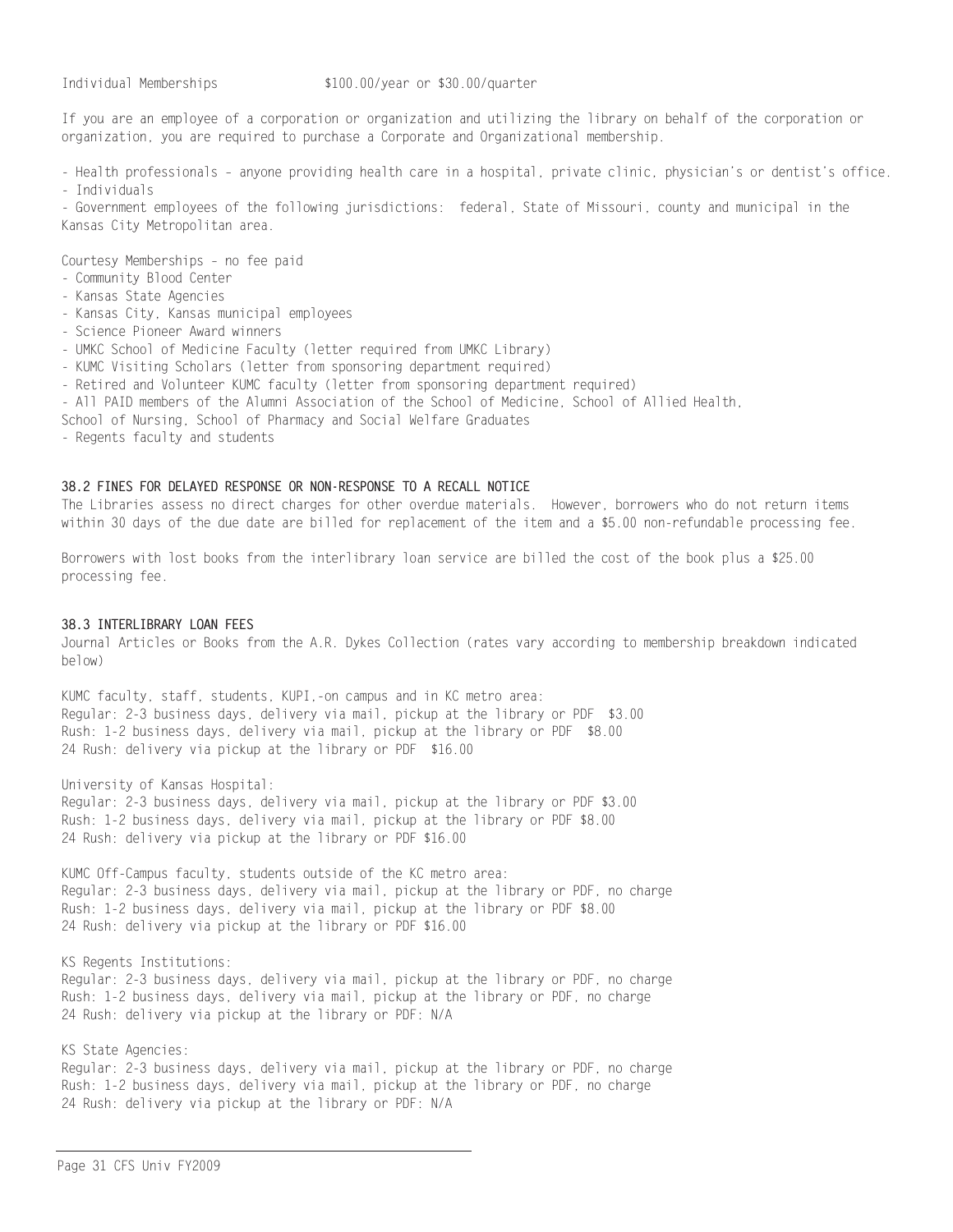Individual Memberships $100.00/year or $30.00/quarter

If you are an employee of a corporation or organization and utilizing the library on behalf of the corporation or organization, you are required to purchase a Corporate and Organizational membership.

- Health professionals – anyone providing health care in a hospital, private clinic, physician's or dentist's office.
- Individuals
- Government employees of the following jurisdictions: federal, State of Missouri, county and municipal in the Kansas City Metropolitan area.

Courtesy Memberships – no fee paid
- Community Blood Center
- Kansas State Agencies
- Kansas City, Kansas municipal employees
- Science Pioneer Award winners
- UMKC School of Medicine Faculty (letter required from UMKC Library)
- KUMC Visiting Scholars (letter from sponsoring department required)
- Retired and Volunteer KUMC faculty (letter from sponsoring department required)
- All PAID members of the Alumni Association of the School of Medicine, School of Allied Health, School of Nursing, School of Pharmacy and Social Welfare Graduates
- Regents faculty and students

### 38.2 FINES FOR DELAYED RESPONSE OR NON-RESPONSE TO A RECALL NOTICE

The Libraries assess no direct charges for other overdue materials. However, borrowers who do not return items within 30 days of the due date are billed for replacement of the item and a $5.00 non-refundable processing fee.

Borrowers with lost books from the interlibrary loan service are billed the cost of the book plus a $25.00 processing fee.

### 38.3 INTERLIBRARY LOAN FEES

Journal Articles or Books from the A.R. Dykes Collection (rates vary according to membership breakdown indicated below)

KUMC faculty, staff, students, KUPI,-on campus and in KC metro area:
Regular: 2-3 business days, delivery via mail, pickup at the library or PDF $3.00
Rush: 1-2 business days, delivery via mail, pickup at the library or PDF $8.00
24 Rush: delivery via pickup at the library or PDF $16.00

University of Kansas Hospital:
Regular: 2-3 business days, delivery via mail, pickup at the library or PDF $3.00
Rush: 1-2 business days, delivery via mail, pickup at the library or PDF $8.00
24 Rush: delivery via pickup at the library or PDF $16.00

KUMC Off-Campus faculty, students outside of the KC metro area:
Regular: 2-3 business days, delivery via mail, pickup at the library or PDF, no charge
Rush: 1-2 business days, delivery via mail, pickup at the library or PDF $8.00
24 Rush: delivery via pickup at the library or PDF $16.00

KS Regents Institutions:
Regular: 2-3 business days, delivery via mail, pickup at the library or PDF, no charge
Rush: 1-2 business days, delivery via mail, pickup at the library or PDF, no charge
24 Rush: delivery via pickup at the library or PDF: N/A

KS State Agencies:
Regular: 2-3 business days, delivery via mail, pickup at the library or PDF, no charge
Rush: 1-2 business days, delivery via mail, pickup at the library or PDF, no charge
24 Rush: delivery via pickup at the library or PDF: N/A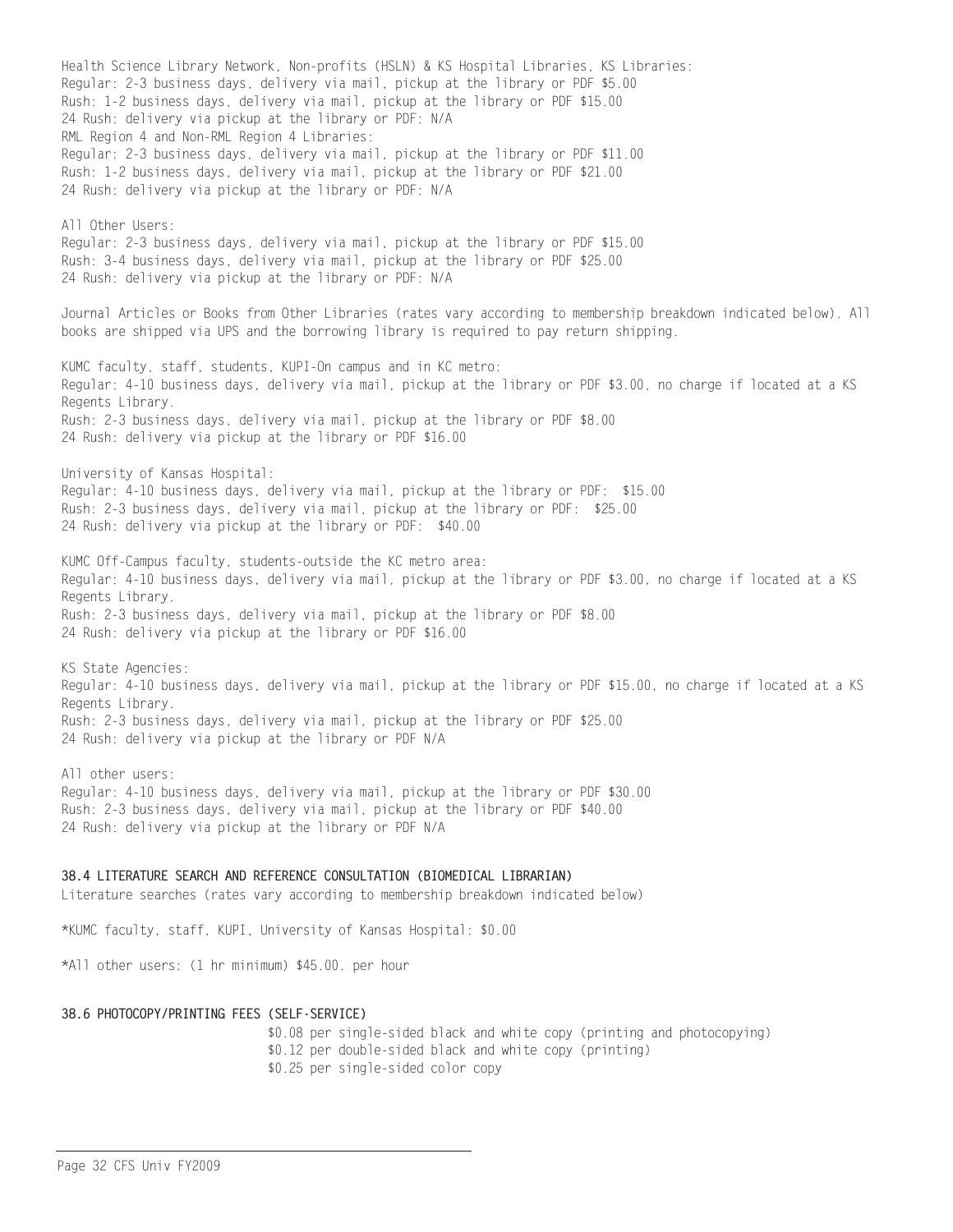Health Science Library Network, Non-profits (HSLN) & KS Hospital Libraries, KS Libraries:
Regular: 2-3 business days, delivery via mail, pickup at the library or PDF $5.00
Rush: 1-2 business days, delivery via mail, pickup at the library or PDF $15.00
24 Rush: delivery via pickup at the library or PDF: N/A
RML Region 4 and Non-RML Region 4 Libraries:
Regular: 2-3 business days, delivery via mail, pickup at the library or PDF $11.00
Rush: 1-2 business days, delivery via mail, pickup at the library or PDF $21.00
24 Rush: delivery via pickup at the library or PDF: N/A

All Other Users:
Regular: 2-3 business days, delivery via mail, pickup at the library or PDF $15.00
Rush: 3-4 business days, delivery via mail, pickup at the library or PDF $25.00
24 Rush: delivery via pickup at the library or PDF: N/A

Journal Articles or Books from Other Libraries (rates vary according to membership breakdown indicated below). All books are shipped via UPS and the borrowing library is required to pay return shipping.

KUMC faculty, staff, students, KUPI-On campus and in KC metro:
Regular: 4-10 business days, delivery via mail, pickup at the library or PDF $3.00, no charge if located at a KS Regents Library.
Rush: 2-3 business days, delivery via mail, pickup at the library or PDF $8.00
24 Rush: delivery via pickup at the library or PDF $16.00

University of Kansas Hospital:
Regular: 4-10 business days, delivery via mail, pickup at the library or PDF: $15.00
Rush: 2-3 business days, delivery via mail, pickup at the library or PDF: $25.00
24 Rush: delivery via pickup at the library or PDF: $40.00

KUMC Off-Campus faculty, students-outside the KC metro area:
Regular: 4-10 business days, delivery via mail, pickup at the library or PDF $3.00, no charge if located at a KS Regents Library.
Rush: 2-3 business days, delivery via mail, pickup at the library or PDF $8.00
24 Rush: delivery via pickup at the library or PDF $16.00

KS State Agencies:
Regular: 4-10 business days, delivery via mail, pickup at the library or PDF $15.00, no charge if located at a KS Regents Library.
Rush: 2-3 business days, delivery via mail, pickup at the library or PDF $25.00
24 Rush: delivery via pickup at the library or PDF N/A

All other users:
Regular: 4-10 business days, delivery via mail, pickup at the library or PDF $30.00
Rush: 2-3 business days, delivery via mail, pickup at the library or PDF $40.00
24 Rush: delivery via pickup at the library or PDF N/A

### 38.4 LITERATURE SEARCH AND REFERENCE CONSULTATION (BIOMEDICAL LIBRARIAN)

Literature searches (rates vary according to membership breakdown indicated below)

*KUMC faculty, staff, KUPI, University of Kansas Hospital: $0.00

*All other users: (1 hr minimum) $45.00. per hour

### 38.6 PHOTOCOPY/PRINTING FEES (SELF-SERVICE)

$0.08 per single-sided black and white copy (printing and photocopying)
$0.12 per double-sided black and white copy (printing)
$0.25 per single-sided color copy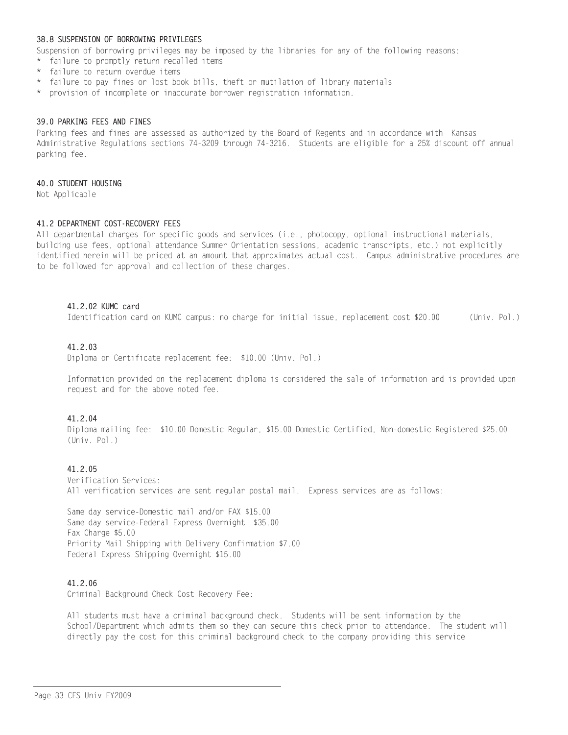### 38.8 SUSPENSION OF BORROWING PRIVILEGES

Suspension of borrowing privileges may be imposed by the libraries for any of the following reasons:

* failure to promptly return recalled items
* failure to return overdue items
* failure to pay fines or lost book bills, theft or mutilation of library materials
* provision of incomplete or inaccurate borrower registration information.

### 39.0 PARKING FEES AND FINES

Parking fees and fines are assessed as authorized by the Board of Regents and in accordance with Kansas Administrative Regulations sections 74-3209 through 74-3216. Students are eligible for a 25% discount off annual parking fee.

### 40.0 STUDENT HOUSING

Not Applicable

### 41.2 DEPARTMENT COST-RECOVERY FEES

All departmental charges for specific goods and services (i.e., photocopy, optional instructional materials, building use fees, optional attendance Summer Orientation sessions, academic transcripts, etc.) not explicitly identified herein will be priced at an amount that approximates actual cost. Campus administrative procedures are to be followed for approval and collection of these charges.

#### 41.2.02 KUMC card

Identification card on KUMC campus: no charge for initial issue, replacement cost $20.00 (Univ. Pol.)

#### 41.2.03

Diploma or Certificate replacement fee: $10.00 (Univ. Pol.)

Information provided on the replacement diploma is considered the sale of information and is provided upon request and for the above noted fee.

#### 41.2.04

Diploma mailing fee: $10.00 Domestic Regular, $15.00 Domestic Certified, Non-domestic Registered $25.00 (Univ. Pol.)

#### 41.2.05

Verification Services:
All verification services are sent regular postal mail. Express services are as follows:

Same day service-Domestic mail and/or FAX $15.00
Same day service-Federal Express Overnight $35.00
Fax Charge $5.00
Priority Mail Shipping with Delivery Confirmation $7.00
Federal Express Shipping Overnight $15.00

#### 41.2.06

Criminal Background Check Cost Recovery Fee:

All students must have a criminal background check. Students will be sent information by the School/Department which admits them so they can secure this check prior to attendance. The student will directly pay the cost for this criminal background check to the company providing this service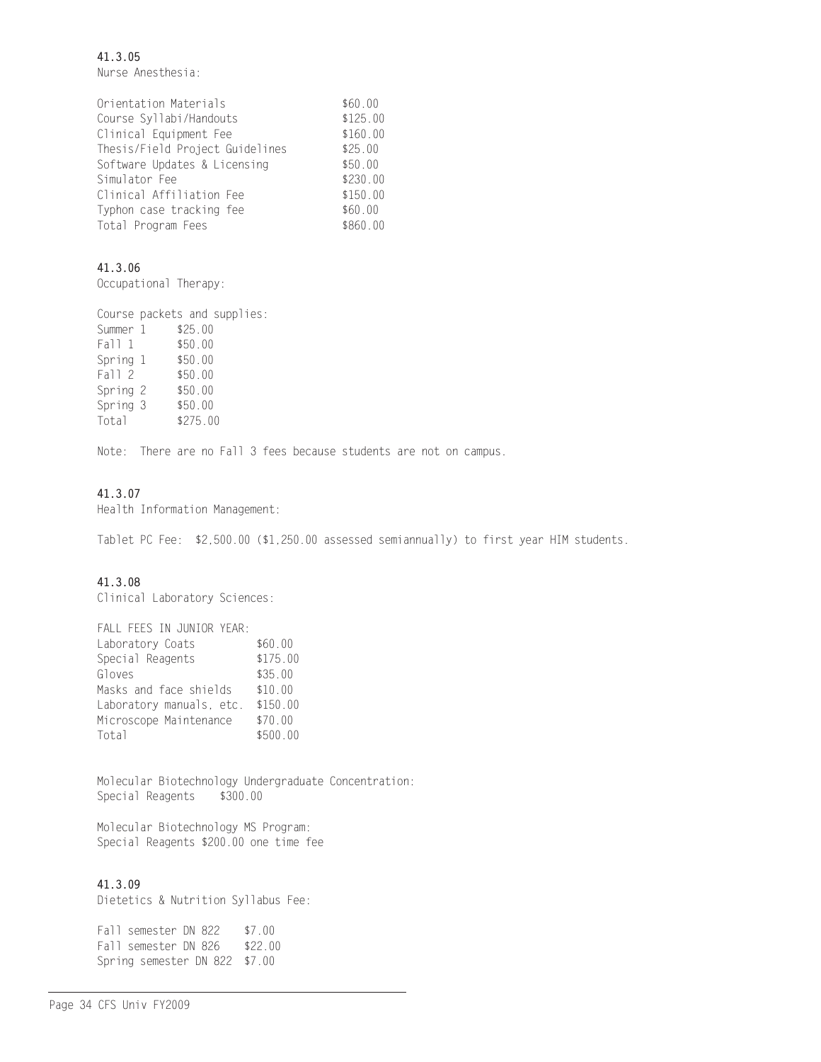**41.3.05**

Nurse Anesthesia:

| | |
|---|---|
| Orientation Materials | $60.00 |
| Course Syllabi/Handouts | $125.00 |
| Clinical Equipment Fee | $160.00 |
| Thesis/Field Project Guidelines | $25.00 |
| Software Updates & Licensing | $50.00 |
| Simulator Fee | $230.00 |
| Clinical Affiliation Fee | $150.00 |
| Typhon case tracking fee | $60.00 |
| Total Program Fees | $860.00 |

**41.3.06**

Occupational Therapy:

Course packets and supplies:

| | |
|---|---|
| Summer 1 | $25.00 |
| Fall 1 | $50.00 |
| Spring 1 | $50.00 |
| Fall 2 | $50.00 |
| Spring 2 | $50.00 |
| Spring 3 | $50.00 |
| Total | $275.00 |

Note: There are no Fall 3 fees because students are not on campus.

**41.3.07**

Health Information Management:

Tablet PC Fee: $2,500.00 ($1,250.00 assessed semiannually) to first year HIM students.

**41.3.08**

Clinical Laboratory Sciences:

FALL FEES IN JUNIOR YEAR:

| | |
|---|---|
| Laboratory Coats | $60.00 |
| Special Reagents | $175.00 |
| Gloves | $35.00 |
| Masks and face shields | $10.00 |
| Laboratory manuals, etc. | $150.00 |
| Microscope Maintenance | $70.00 |
| Total | $500.00 |

Molecular Biotechnology Undergraduate Concentration:
Special Reagents $300.00

Molecular Biotechnology MS Program:
Special Reagents $200.00 one time fee

**41.3.09**

Dietetics & Nutrition Syllabus Fee:

| | |
|---|---|
| Fall semester DN 822 | $7.00 |
| Fall semester DN 826 | $22.00 |
| Spring semester DN 822 | $7.00 |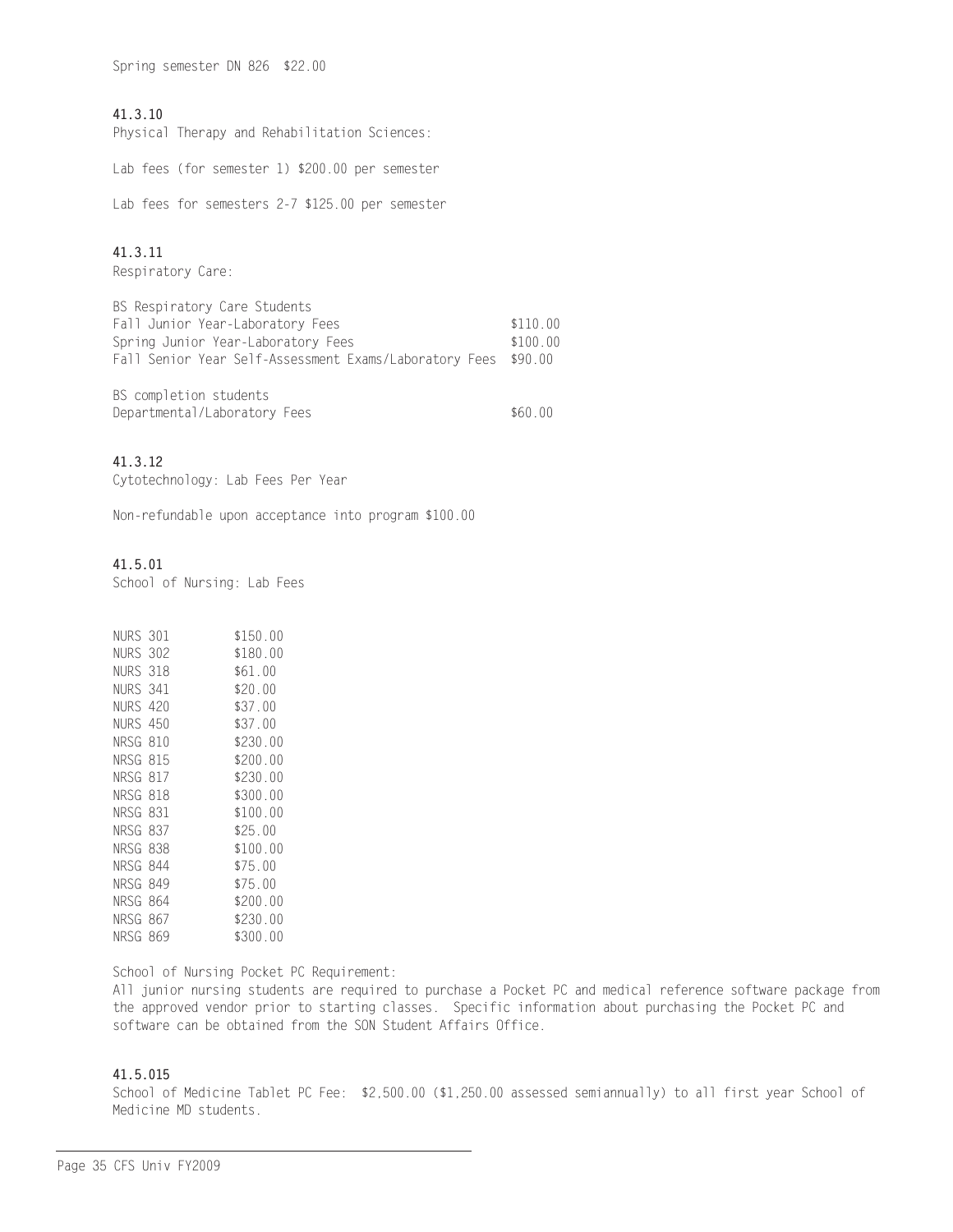Spring semester DN 826 $22.00

**41.3.10**

Physical Therapy and Rehabilitation Sciences:

Lab fees (for semester 1) $200.00 per semester

Lab fees for semesters 2-7 $125.00 per semester

**41.3.11**

Respiratory Care:

| BS Respiratory Care Students | |
|---|---|
| Fall Junior Year-Laboratory Fees | $110.00 |
| Spring Junior Year-Laboratory Fees | $100.00 |
| Fall Senior Year Self-Assessment Exams/Laboratory Fees | $90.00 |

| BS completion students | |
|---|---|
| Departmental/Laboratory Fees | $60.00 |

**41.3.12**

Cytotechnology: Lab Fees Per Year

Non-refundable upon acceptance into program $100.00

**41.5.01**

School of Nursing: Lab Fees

| Course | Fee |
|---|---|
| NURS 301 | $150.00 |
| NURS 302 | $180.00 |
| NURS 318 | $61.00 |
| NURS 341 | $20.00 |
| NURS 420 | $37.00 |
| NURS 450 | $37.00 |
| NRSG 810 | $230.00 |
| NRSG 815 | $200.00 |
| NRSG 817 | $230.00 |
| NRSG 818 | $300.00 |
| NRSG 831 | $100.00 |
| NRSG 837 | $25.00 |
| NRSG 838 | $100.00 |
| NRSG 844 | $75.00 |
| NRSG 849 | $75.00 |
| NRSG 864 | $200.00 |
| NRSG 867 | $230.00 |
| NRSG 869 | $300.00 |

School of Nursing Pocket PC Requirement:
All junior nursing students are required to purchase a Pocket PC and medical reference software package from the approved vendor prior to starting classes. Specific information about purchasing the Pocket PC and software can be obtained from the SON Student Affairs Office.

**41.5.015**

School of Medicine Tablet PC Fee: $2,500.00 ($1,250.00 assessed semiannually) to all first year School of Medicine MD students.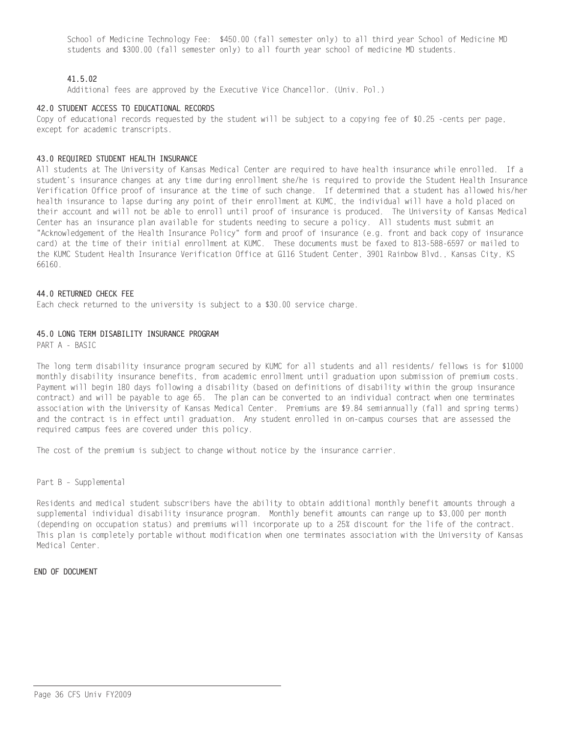School of Medicine Technology Fee: $450.00 (fall semester only) to all third year School of Medicine MD students and $300.00 (fall semester only) to all fourth year school of medicine MD students.

**41.5.02**

Additional fees are approved by the Executive Vice Chancellor. (Univ. Pol.)

## 42.0 STUDENT ACCESS TO EDUCATIONAL RECORDS

Copy of educational records requested by the student will be subject to a copying fee of $0.25 -cents per page, except for academic transcripts.

## 43.0 REQUIRED STUDENT HEALTH INSURANCE

All students at The University of Kansas Medical Center are required to have health insurance while enrolled. If a student's insurance changes at any time during enrollment she/he is required to provide the Student Health Insurance Verification Office proof of insurance at the time of such change. If determined that a student has allowed his/her health insurance to lapse during any point of their enrollment at KUMC, the individual will have a hold placed on their account and will not be able to enroll until proof of insurance is produced. The University of Kansas Medical Center has an insurance plan available for students needing to secure a policy. All students must submit an "Acknowledgement of the Health Insurance Policy" form and proof of insurance (e.g. front and back copy of insurance card) at the time of their initial enrollment at KUMC. These documents must be faxed to 813-588-6597 or mailed to the KUMC Student Health Insurance Verification Office at G116 Student Center, 3901 Rainbow Blvd., Kansas City, KS 66160.

## 44.0 RETURNED CHECK FEE

Each check returned to the university is subject to a $30.00 service charge.

## 45.0 LONG TERM DISABILITY INSURANCE PROGRAM

PART A - BASIC

The long term disability insurance program secured by KUMC for all students and all residents/ fellows is for $1000 monthly disability insurance benefits, from academic enrollment until graduation upon submission of premium costs. Payment will begin 180 days following a disability (based on definitions of disability within the group insurance contract) and will be payable to age 65. The plan can be converted to an individual contract when one terminates association with the University of Kansas Medical Center. Premiums are $9.84 semiannually (fall and spring terms) and the contract is in effect until graduation. Any student enrolled in on-campus courses that are assessed the required campus fees are covered under this policy.

The cost of the premium is subject to change without notice by the insurance carrier.

Part B – Supplemental

Residents and medical student subscribers have the ability to obtain additional monthly benefit amounts through a supplemental individual disability insurance program. Monthly benefit amounts can range up to $3,000 per month (depending on occupation status) and premiums will incorporate up to a 25% discount for the life of the contract. This plan is completely portable without modification when one terminates association with the University of Kansas Medical Center.

**END OF DOCUMENT**